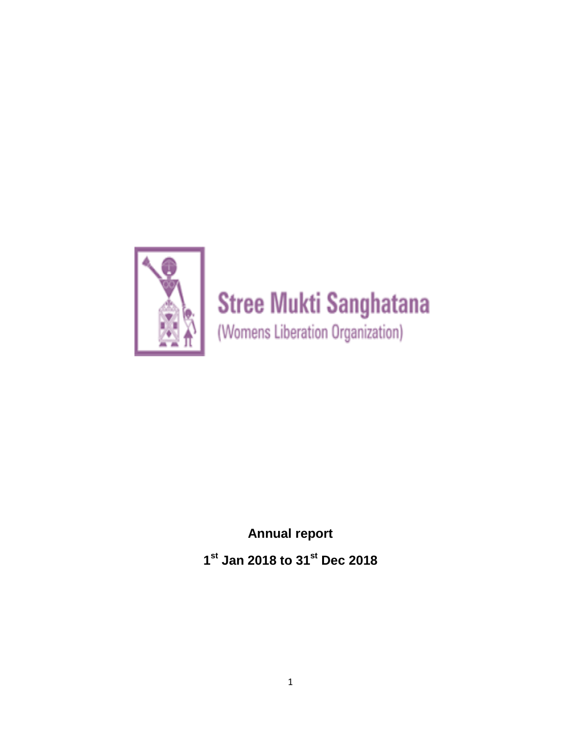Stree Mukti Sanghatana

(Womens Liberation Organization)

**Annual report**

**1st Jan 2018 to 31st Dec 2018**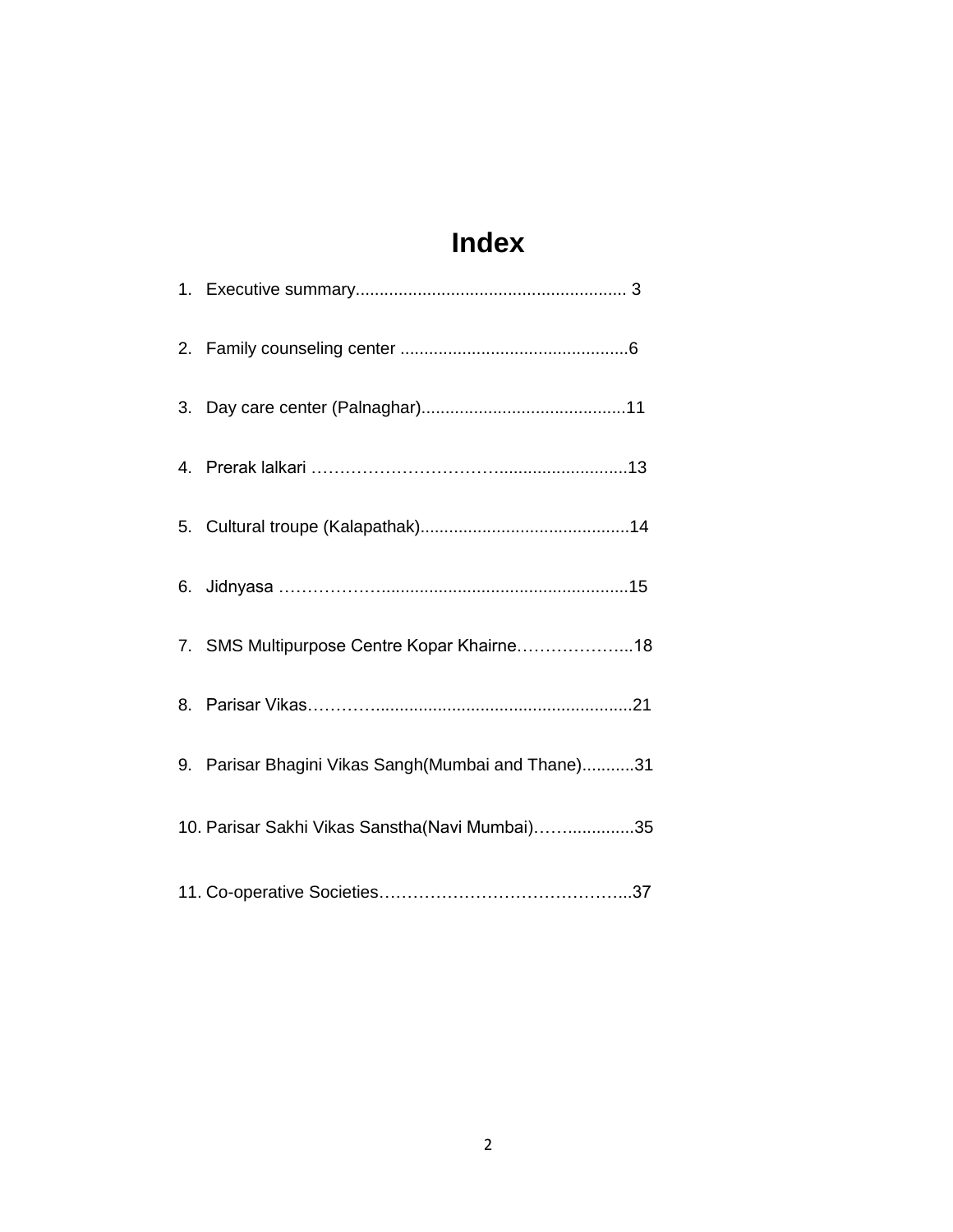# Index

1. Executive summary......................................................... 3
2. Family counseling center ...............................................6
3. Day care center (Palnaghar)...........................................11
4. Prerak lalkari ……………………………...........................13
5. Cultural troupe (Kalapathak)............................................14
6. Jidnyasa ………………....................................................15
7. SMS Multipurpose Centre Kopar Khairne………………...18
8. Parisar Vikas……………......................................................21
9. Parisar Bhagini Vikas Sangh(Mumbai and Thane)...........31
10. Parisar Sakhi Vikas Sanstha(Navi Mumbai)……..............35
11. Co-operative Societies……………………………………...37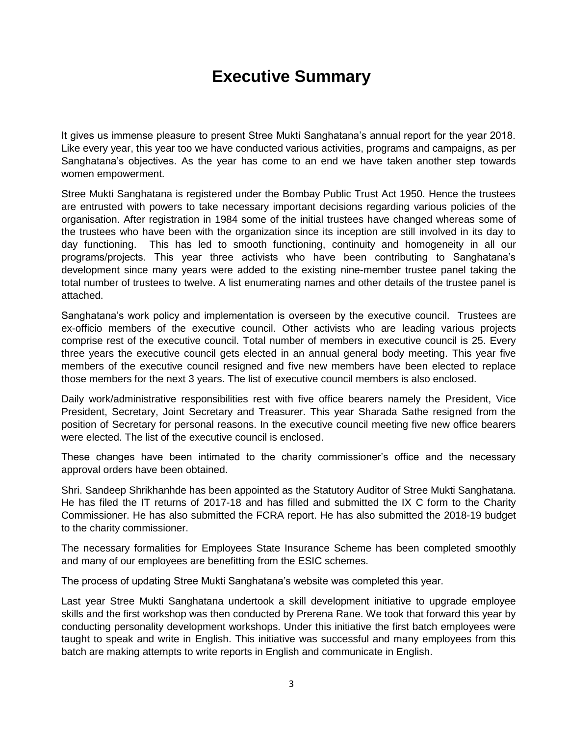# Executive Summary

It gives us immense pleasure to present Stree Mukti Sanghatana's annual report for the year 2018. Like every year, this year too we have conducted various activities, programs and campaigns, as per Sanghatana's objectives. As the year has come to an end we have taken another step towards women empowerment.

Stree Mukti Sanghatana is registered under the Bombay Public Trust Act 1950. Hence the trustees are entrusted with powers to take necessary important decisions regarding various policies of the organisation. After registration in 1984 some of the initial trustees have changed whereas some of the trustees who have been with the organization since its inception are still involved in its day to day functioning. This has led to smooth functioning, continuity and homogeneity in all our programs/projects. This year three activists who have been contributing to Sanghatana's development since many years were added to the existing nine-member trustee panel taking the total number of trustees to twelve. A list enumerating names and other details of the trustee panel is attached.

Sanghatana's work policy and implementation is overseen by the executive council. Trustees are ex-officio members of the executive council. Other activists who are leading various projects comprise rest of the executive council. Total number of members in executive council is 25. Every three years the executive council gets elected in an annual general body meeting. This year five members of the executive council resigned and five new members have been elected to replace those members for the next 3 years. The list of executive council members is also enclosed.

Daily work/administrative responsibilities rest with five office bearers namely the President, Vice President, Secretary, Joint Secretary and Treasurer. This year Sharada Sathe resigned from the position of Secretary for personal reasons. In the executive council meeting five new office bearers were elected. The list of the executive council is enclosed.

These changes have been intimated to the charity commissioner's office and the necessary approval orders have been obtained.

Shri. Sandeep Shrikhanhde has been appointed as the Statutory Auditor of Stree Mukti Sanghatana. He has filed the IT returns of 2017-18 and has filled and submitted the IX C form to the Charity Commissioner. He has also submitted the FCRA report. He has also submitted the 2018-19 budget to the charity commissioner.

The necessary formalities for Employees State Insurance Scheme has been completed smoothly and many of our employees are benefitting from the ESIC schemes.

The process of updating Stree Mukti Sanghatana's website was completed this year.

Last year Stree Mukti Sanghatana undertook a skill development initiative to upgrade employee skills and the first workshop was then conducted by Prerena Rane. We took that forward this year by conducting personality development workshops. Under this initiative the first batch employees were taught to speak and write in English. This initiative was successful and many employees from this batch are making attempts to write reports in English and communicate in English.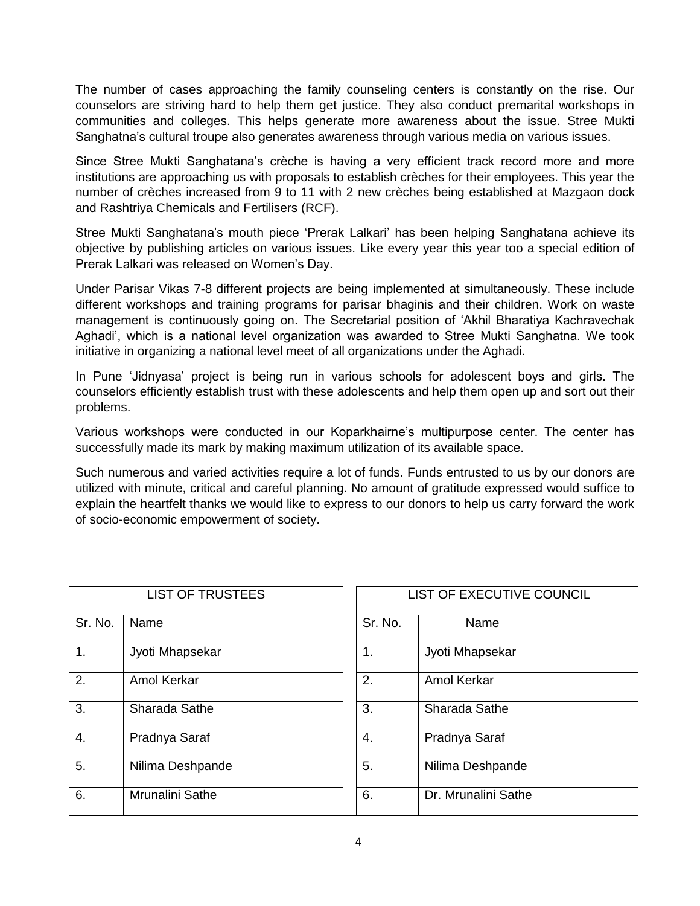The number of cases approaching the family counseling centers is constantly on the rise. Our counselors are striving hard to help them get justice. They also conduct premarital workshops in communities and colleges. This helps generate more awareness about the issue. Stree Mukti Sanghatna's cultural troupe also generates awareness through various media on various issues.

Since Stree Mukti Sanghatana's crèche is having a very efficient track record more and more institutions are approaching us with proposals to establish crèches for their employees. This year the number of crèches increased from 9 to 11 with 2 new crèches being established at Mazgaon dock and Rashtriya Chemicals and Fertilisers (RCF).

Stree Mukti Sanghatana's mouth piece 'Prerak Lalkari' has been helping Sanghatana achieve its objective by publishing articles on various issues. Like every year this year too a special edition of Prerak Lalkari was released on Women's Day.

Under Parisar Vikas 7-8 different projects are being implemented at simultaneously. These include different workshops and training programs for parisar bhaginis and their children. Work on waste management is continuously going on. The Secretarial position of 'Akhil Bharatiya Kachravechak Aghadi', which is a national level organization was awarded to Stree Mukti Sanghatna. We took initiative in organizing a national level meet of all organizations under the Aghadi.

In Pune 'Jidnyasa' project is being run in various schools for adolescent boys and girls. The counselors efficiently establish trust with these adolescents and help them open up and sort out their problems.

Various workshops were conducted in our Koparkhairne's multipurpose center. The center has successfully made its mark by making maximum utilization of its available space.

Such numerous and varied activities require a lot of funds. Funds entrusted to us by our donors are utilized with minute, critical and careful planning. No amount of gratitude expressed would suffice to explain the heartfelt thanks we would like to express to our donors to help us carry forward the work of socio-economic empowerment of society.

| LIST OF TRUSTEES | |
|---|---|
| Sr. No. | Name |
| 1. | Jyoti Mhapsekar |
| 2. | Amol Kerkar |
| 3. | Sharada Sathe |
| 4. | Pradnya Saraf |
| 5. | Nilima Deshpande |
| 6. | Mrunalini Sathe |

| LIST OF EXECUTIVE COUNCIL | |
|---|---|
| Sr. No. | Name |
| 1. | Jyoti Mhapsekar |
| 2. | Amol Kerkar |
| 3. | Sharada Sathe |
| 4. | Pradnya Saraf |
| 5. | Nilima Deshpande |
| 6. | Dr. Mrunalini Sathe |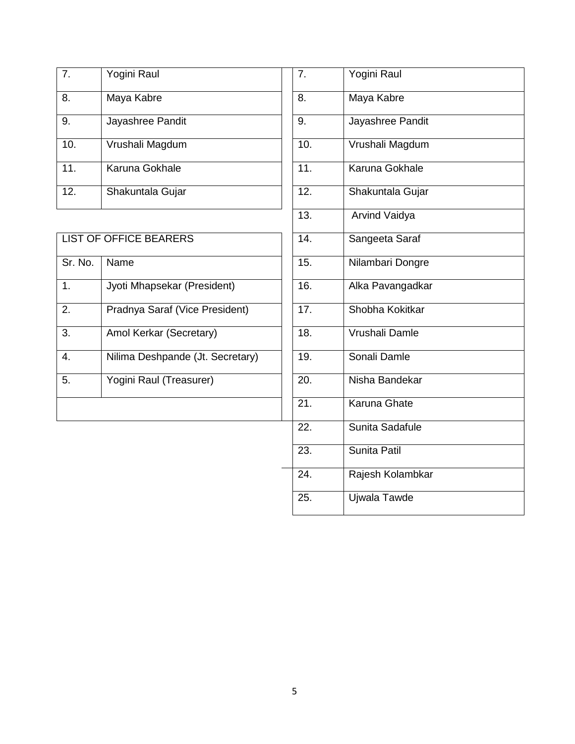| | |
|---|---|
| 7. | Yogini Raul |
| 8. | Maya Kabre |
| 9. | Jayashree Pandit |
| 10. | Vrushali Magdum |
| 11. | Karuna Gokhale |
| 12. | Shakuntala Gujar |

| LIST OF OFFICE BEARERS | |
|---|---|
| Sr. No. | Name |
| 1. | Jyoti Mhapsekar (President) |
| 2. | Pradnya Saraf (Vice President) |
| 3. | Amol Kerkar (Secretary) |
| 4. | Nilima Deshpande (Jt. Secretary) |
| 5. | Yogini Raul (Treasurer) |
| | |

| | |
|---|---|
| 7. | Yogini Raul |
| 8. | Maya Kabre |
| 9. | Jayashree Pandit |
| 10. | Vrushali Magdum |
| 11. | Karuna Gokhale |
| 12. | Shakuntala Gujar |
| 13. | Arvind Vaidya |
| 14. | Sangeeta Saraf |
| 15. | Nilambari Dongre |
| 16. | Alka Pavangadkar |
| 17. | Shobha Kokitkar |
| 18. | Vrushali Damle |
| 19. | Sonali Damle |
| 20. | Nisha Bandekar |
| 21. | Karuna Ghate |
| 22. | Sunita Sadafule |
| 23. | Sunita Patil |
| 24. | Rajesh Kolambkar |
| 25. | Ujwala Tawde |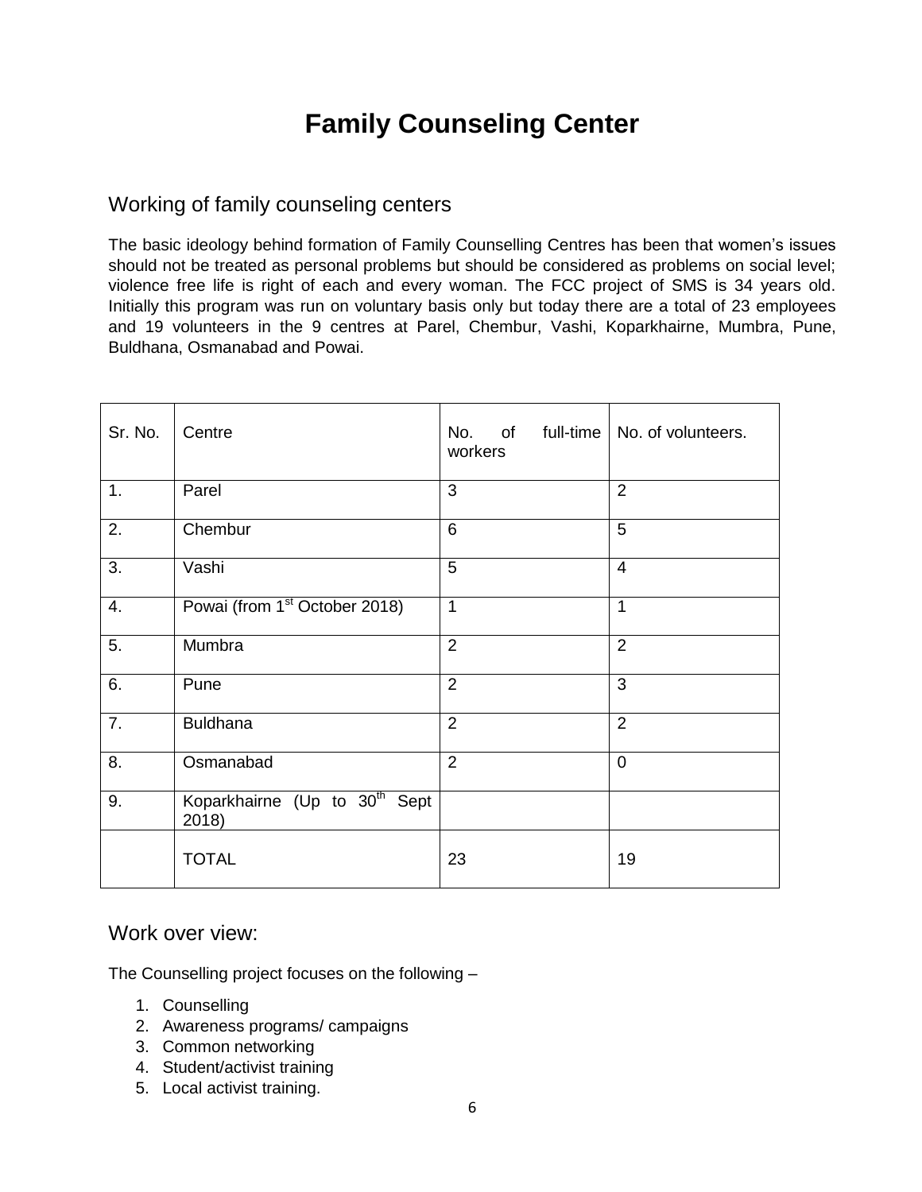# Family Counseling Center

## Working of family counseling centers

The basic ideology behind formation of Family Counselling Centres has been that women's issues should not be treated as personal problems but should be considered as problems on social level; violence free life is right of each and every woman. The FCC project of SMS is 34 years old. Initially this program was run on voluntary basis only but today there are a total of 23 employees and 19 volunteers in the 9 centres at Parel, Chembur, Vashi, Koparkhairne, Mumbra, Pune, Buldhana, Osmanabad and Powai.

| Sr. No. | Centre | No. of full-time workers | No. of volunteers. |
|---|---|---|---|
| 1. | Parel | 3 | 2 |
| 2. | Chembur | 6 | 5 |
| 3. | Vashi | 5 | 4 |
| 4. | Powai (from 1st October 2018) | 1 | 1 |
| 5. | Mumbra | 2 | 2 |
| 6. | Pune | 2 | 3 |
| 7. | Buldhana | 2 | 2 |
| 8. | Osmanabad | 2 | 0 |
| 9. | Koparkhairne (Up to 30th Sept 2018) | | |
| | TOTAL | 23 | 19 |

## Work over view:

The Counselling project focuses on the following –

1. Counselling
2. Awareness programs/ campaigns
3. Common networking
4. Student/activist training
5. Local activist training.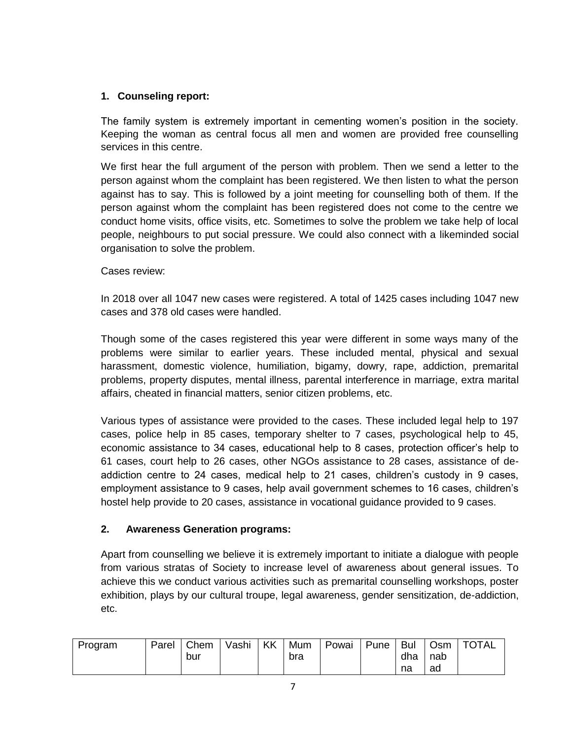## 1. Counseling report:

The family system is extremely important in cementing women's position in the society. Keeping the woman as central focus all men and women are provided free counselling services in this centre.

We first hear the full argument of the person with problem. Then we send a letter to the person against whom the complaint has been registered. We then listen to what the person against has to say. This is followed by a joint meeting for counselling both of them. If the person against whom the complaint has been registered does not come to the centre we conduct home visits, office visits, etc. Sometimes to solve the problem we take help of local people, neighbours to put social pressure. We could also connect with a likeminded social organisation to solve the problem.

Cases review:

In 2018 over all 1047 new cases were registered. A total of 1425 cases including 1047 new cases and 378 old cases were handled.

Though some of the cases registered this year were different in some ways many of the problems were similar to earlier years. These included mental, physical and sexual harassment, domestic violence, humiliation, bigamy, dowry, rape, addiction, premarital problems, property disputes, mental illness, parental interference in marriage, extra marital affairs, cheated in financial matters, senior citizen problems, etc.

Various types of assistance were provided to the cases. These included legal help to 197 cases, police help in 85 cases, temporary shelter to 7 cases, psychological help to 45, economic assistance to 34 cases, educational help to 8 cases, protection officer's help to 61 cases, court help to 26 cases, other NGOs assistance to 28 cases, assistance of de-addiction centre to 24 cases, medical help to 21 cases, children's custody in 9 cases, employment assistance to 9 cases, help avail government schemes to 16 cases, children's hostel help provide to 20 cases, assistance in vocational guidance provided to 9 cases.

## 2. Awareness Generation programs:

Apart from counselling we believe it is extremely important to initiate a dialogue with people from various stratas of Society to increase level of awareness about general issues. To achieve this we conduct various activities such as premarital counselling workshops, poster exhibition, plays by our cultural troupe, legal awareness, gender sensitization, de-addiction, etc.

| Program | Parel | Chembur | Vashi | KK | Mumbra | Powai | Pune | Buldhana | Osmnabad | TOTAL |
|---|---|---|---|---|---|---|---|---|---|---|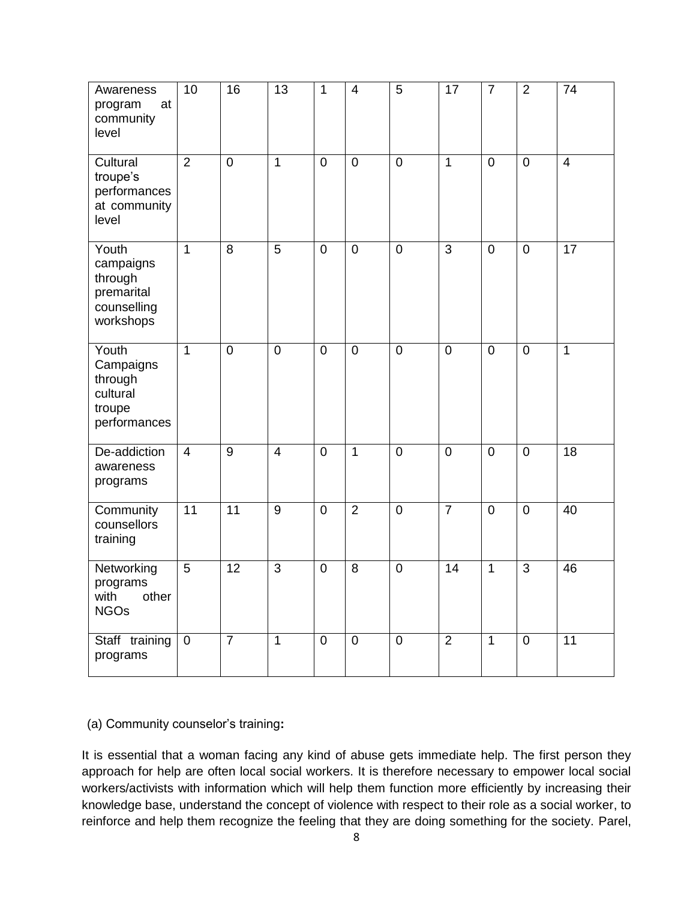| | | | | | | | | | | |
|---|---|---|---|---|---|---|---|---|---|---|
| Awareness program at community level | 10 | 16 | 13 | 1 | 4 | 5 | 17 | 7 | 2 | 74 |
| Cultural troupe's performances at community level | 2 | 0 | 1 | 0 | 0 | 0 | 1 | 0 | 0 | 4 |
| Youth campaigns through premarital counselling workshops | 1 | 8 | 5 | 0 | 0 | 0 | 3 | 0 | 0 | 17 |
| Youth Campaigns through cultural troupe performances | 1 | 0 | 0 | 0 | 0 | 0 | 0 | 0 | 0 | 1 |
| De-addiction awareness programs | 4 | 9 | 4 | 0 | 1 | 0 | 0 | 0 | 0 | 18 |
| Community counsellors training | 11 | 11 | 9 | 0 | 2 | 0 | 7 | 0 | 0 | 40 |
| Networking programs with other NGOs | 5 | 12 | 3 | 0 | 8 | 0 | 14 | 1 | 3 | 46 |
| Staff training programs | 0 | 7 | 1 | 0 | 0 | 0 | 2 | 1 | 0 | 11 |

(a) Community counselor's training**:**

It is essential that a woman facing any kind of abuse gets immediate help. The first person they approach for help are often local social workers. It is therefore necessary to empower local social workers/activists with information which will help them function more efficiently by increasing their knowledge base, understand the concept of violence with respect to their role as a social worker, to reinforce and help them recognize the feeling that they are doing something for the society. Parel,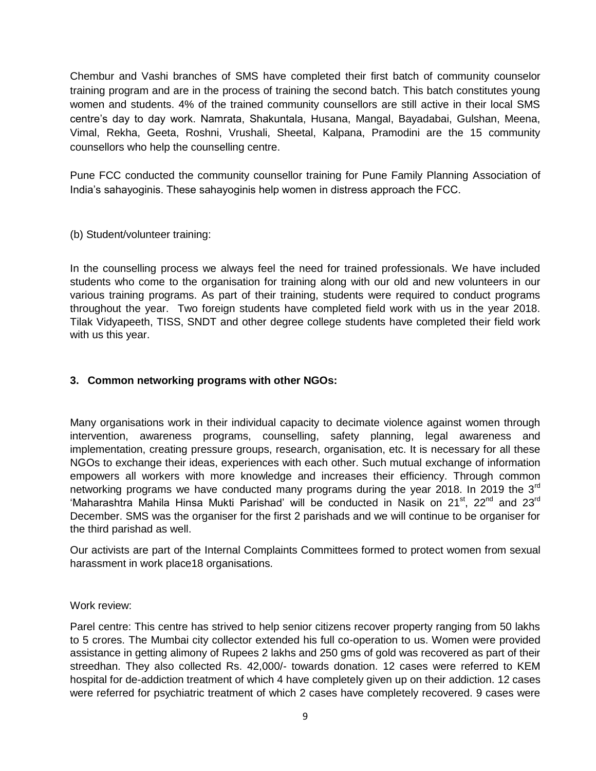Chembur and Vashi branches of SMS have completed their first batch of community counselor training program and are in the process of training the second batch. This batch constitutes young women and students. 4% of the trained community counsellors are still active in their local SMS centre's day to day work. Namrata, Shakuntala, Husana, Mangal, Bayadabai, Gulshan, Meena, Vimal, Rekha, Geeta, Roshni, Vrushali, Sheetal, Kalpana, Pramodini are the 15 community counsellors who help the counselling centre.

Pune FCC conducted the community counsellor training for Pune Family Planning Association of India's sahayoginis. These sahayoginis help women in distress approach the FCC.

(b) Student/volunteer training:

In the counselling process we always feel the need for trained professionals. We have included students who come to the organisation for training along with our old and new volunteers in our various training programs. As part of their training, students were required to conduct programs throughout the year. Two foreign students have completed field work with us in the year 2018. Tilak Vidyapeeth, TISS, SNDT and other degree college students have completed their field work with us this year.

### 3. Common networking programs with other NGOs:

Many organisations work in their individual capacity to decimate violence against women through intervention, awareness programs, counselling, safety planning, legal awareness and implementation, creating pressure groups, research, organisation, etc. It is necessary for all these NGOs to exchange their ideas, experiences with each other. Such mutual exchange of information empowers all workers with more knowledge and increases their efficiency. Through common networking programs we have conducted many programs during the year 2018. In 2019 the 3rd 'Maharashtra Mahila Hinsa Mukti Parishad' will be conducted in Nasik on 21st, 22nd and 23rd December. SMS was the organiser for the first 2 parishads and we will continue to be organiser for the third parishad as well.

Our activists are part of the Internal Complaints Committees formed to protect women from sexual harassment in work place18 organisations.

Work review:

Parel centre: This centre has strived to help senior citizens recover property ranging from 50 lakhs to 5 crores. The Mumbai city collector extended his full co-operation to us. Women were provided assistance in getting alimony of Rupees 2 lakhs and 250 gms of gold was recovered as part of their streedhan. They also collected Rs. 42,000/- towards donation. 12 cases were referred to KEM hospital for de-addiction treatment of which 4 have completely given up on their addiction. 12 cases were referred for psychiatric treatment of which 2 cases have completely recovered. 9 cases were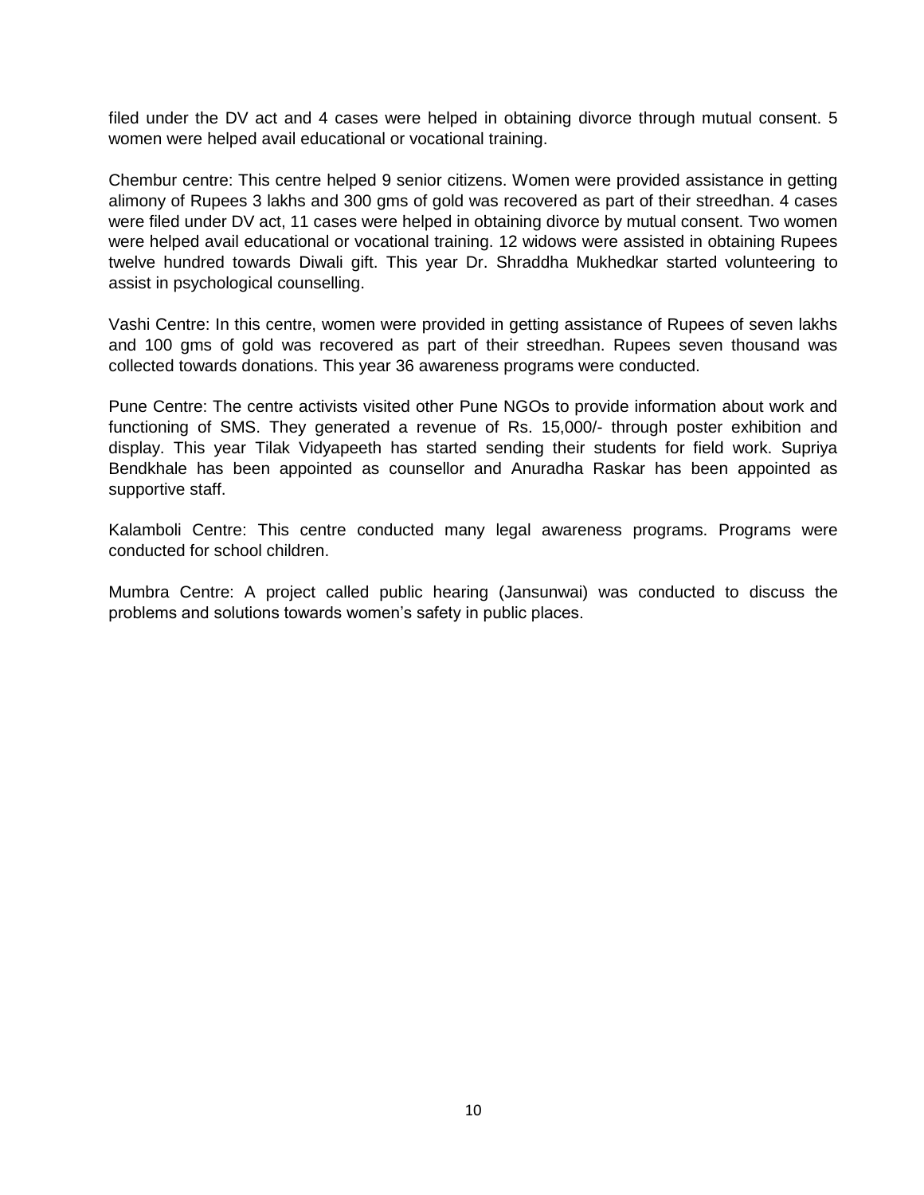filed under the DV act and 4 cases were helped in obtaining divorce through mutual consent. 5 women were helped avail educational or vocational training.

Chembur centre: This centre helped 9 senior citizens. Women were provided assistance in getting alimony of Rupees 3 lakhs and 300 gms of gold was recovered as part of their streedhan. 4 cases were filed under DV act, 11 cases were helped in obtaining divorce by mutual consent. Two women were helped avail educational or vocational training. 12 widows were assisted in obtaining Rupees twelve hundred towards Diwali gift. This year Dr. Shraddha Mukhedkar started volunteering to assist in psychological counselling.

Vashi Centre: In this centre, women were provided in getting assistance of Rupees of seven lakhs and 100 gms of gold was recovered as part of their streedhan. Rupees seven thousand was collected towards donations. This year 36 awareness programs were conducted.

Pune Centre: The centre activists visited other Pune NGOs to provide information about work and functioning of SMS. They generated a revenue of Rs. 15,000/- through poster exhibition and display. This year Tilak Vidyapeeth has started sending their students for field work. Supriya Bendkhale has been appointed as counsellor and Anuradha Raskar has been appointed as supportive staff.

Kalamboli Centre: This centre conducted many legal awareness programs. Programs were conducted for school children.

Mumbra Centre: A project called public hearing (Jansunwai) was conducted to discuss the problems and solutions towards women's safety in public places.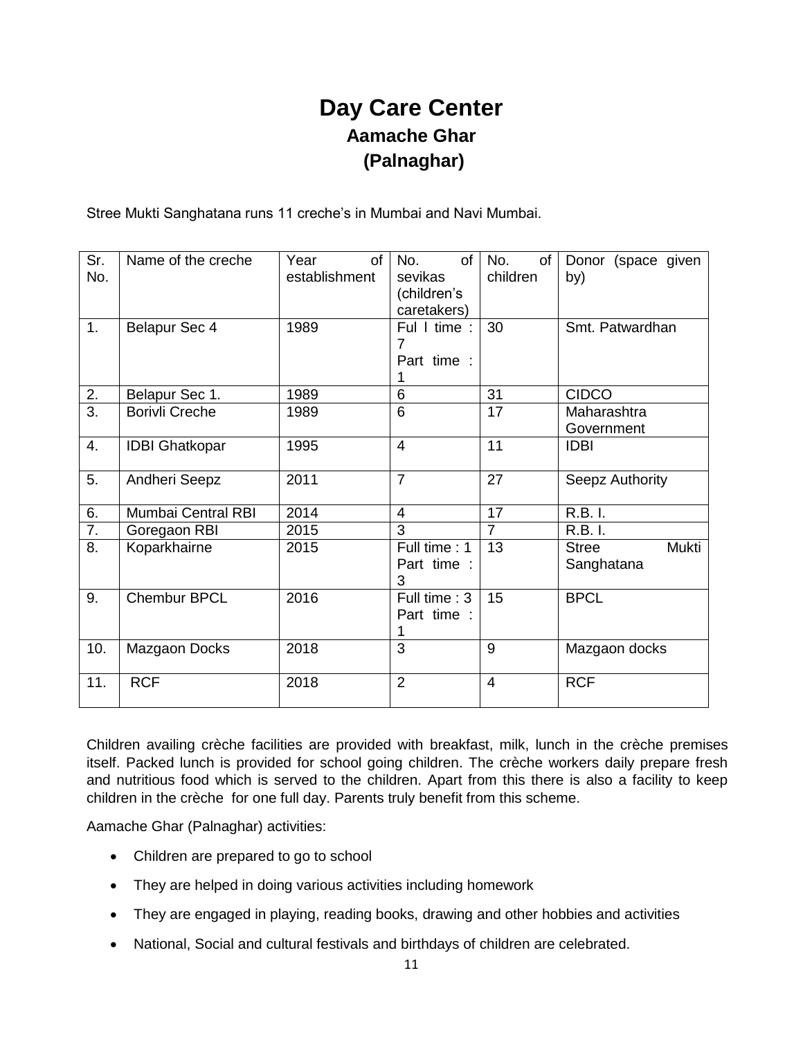# Day Care Center

## Aamache Ghar

## (Palnaghar)

Stree Mukti Sanghatana runs 11 creche's in Mumbai and Navi Mumbai.

| Sr. No. | Name of the creche | Year of establishment | No. of sevikas (children's caretakers) | No. of children | Donor (space given by) |
|---|---|---|---|---|---|
| 1. | Belapur Sec 4 | 1989 | Ful l time : 7<br>Part time : 1 | 30 | Smt. Patwardhan |
| 2. | Belapur Sec 1. | 1989 | 6 | 31 | CIDCO |
| 3. | Borivli Creche | 1989 | 6 | 17 | Maharashtra Government |
| 4. | IDBI Ghatkopar | 1995 | 4 | 11 | IDBI |
| 5. | Andheri Seepz | 2011 | 7 | 27 | Seepz Authority |
| 6. | Mumbai Central RBI | 2014 | 4 | 17 | R.B. I. |
| 7. | Goregaon RBI | 2015 | 3 | 7 | R.B. I. |
| 8. | Koparkhairne | 2015 | Full time : 1<br>Part time : 3 | 13 | Stree Mukti Sanghatana |
| 9. | Chembur BPCL | 2016 | Full time : 3<br>Part time : 1 | 15 | BPCL |
| 10. | Mazgaon Docks | 2018 | 3 | 9 | Mazgaon docks |
| 11. | RCF | 2018 | 2 | 4 | RCF |

Children availing crèche facilities are provided with breakfast, milk, lunch in the crèche premises itself. Packed lunch is provided for school going children. The crèche workers daily prepare fresh and nutritious food which is served to the children. Apart from this there is also a facility to keep children in the crèche for one full day. Parents truly benefit from this scheme.

Aamache Ghar (Palnaghar) activities:

- Children are prepared to go to school
- They are helped in doing various activities including homework
- They are engaged in playing, reading books, drawing and other hobbies and activities
- National, Social and cultural festivals and birthdays of children are celebrated.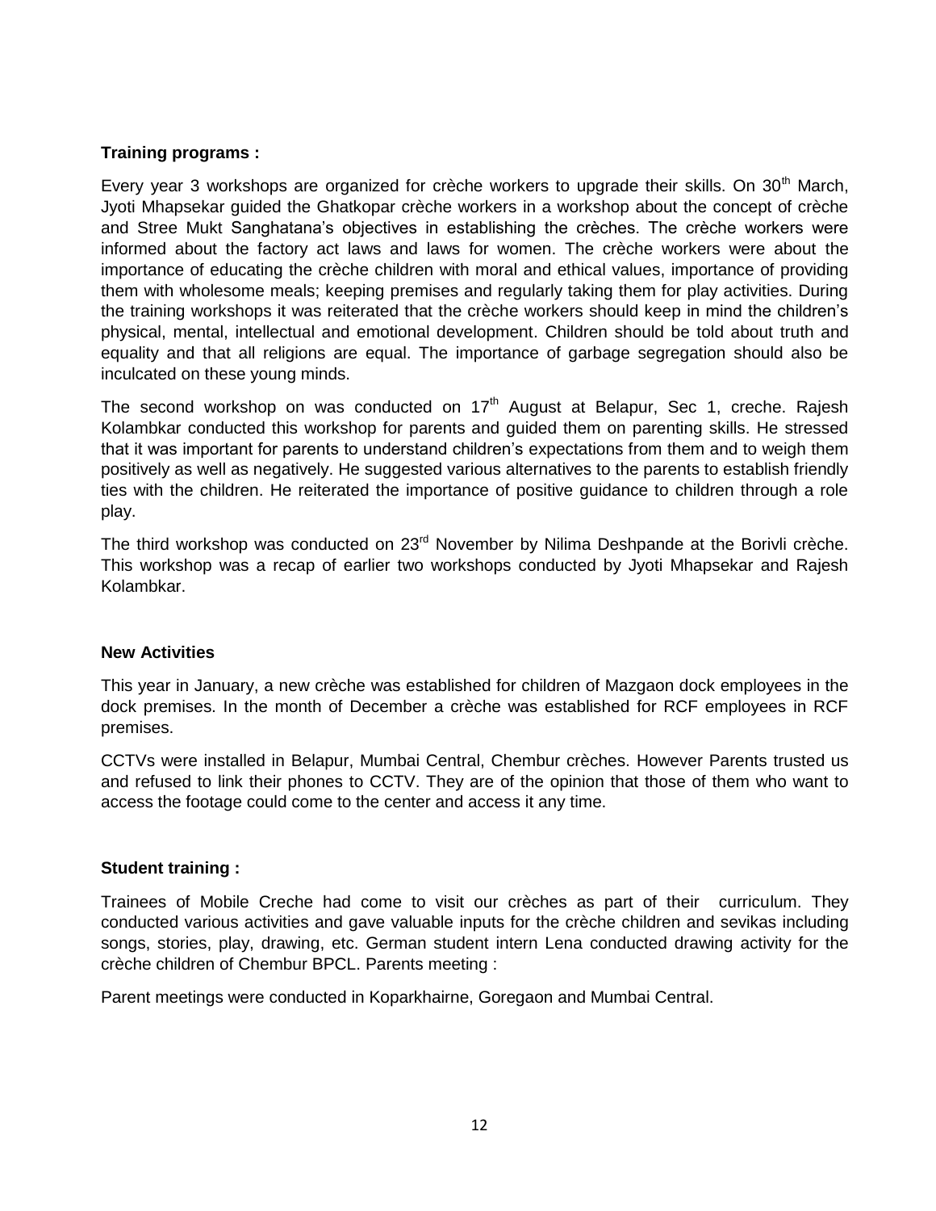**Training programs :**

Every year 3 workshops are organized for crèche workers to upgrade their skills. On 30th March, Jyoti Mhapsekar guided the Ghatkopar crèche workers in a workshop about the concept of crèche and Stree Mukt Sanghatana's objectives in establishing the crèches. The crèche workers were informed about the factory act laws and laws for women. The crèche workers were about the importance of educating the crèche children with moral and ethical values, importance of providing them with wholesome meals; keeping premises and regularly taking them for play activities. During the training workshops it was reiterated that the crèche workers should keep in mind the children's physical, mental, intellectual and emotional development. Children should be told about truth and equality and that all religions are equal. The importance of garbage segregation should also be inculcated on these young minds.

The second workshop on was conducted on 17th August at Belapur, Sec 1, creche. Rajesh Kolambkar conducted this workshop for parents and guided them on parenting skills. He stressed that it was important for parents to understand children's expectations from them and to weigh them positively as well as negatively. He suggested various alternatives to the parents to establish friendly ties with the children. He reiterated the importance of positive guidance to children through a role play.

The third workshop was conducted on 23rd November by Nilima Deshpande at the Borivli crèche. This workshop was a recap of earlier two workshops conducted by Jyoti Mhapsekar and Rajesh Kolambkar.

**New Activities**

This year in January, a new crèche was established for children of Mazgaon dock employees in the dock premises. In the month of December a crèche was established for RCF employees in RCF premises.

CCTVs were installed in Belapur, Mumbai Central, Chembur crèches. However Parents trusted us and refused to link their phones to CCTV. They are of the opinion that those of them who want to access the footage could come to the center and access it any time.

**Student training :**

Trainees of Mobile Creche had come to visit our crèches as part of their curriculum. They conducted various activities and gave valuable inputs for the crèche children and sevikas including songs, stories, play, drawing, etc. German student intern Lena conducted drawing activity for the crèche children of Chembur BPCL. Parents meeting :

Parent meetings were conducted in Koparkhairne, Goregaon and Mumbai Central.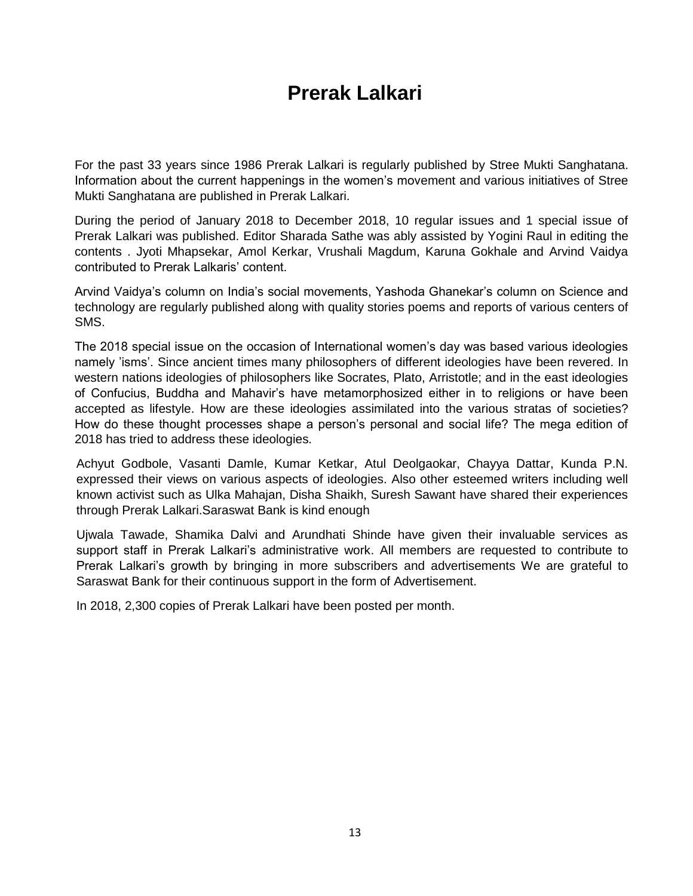# Prerak Lalkari

For the past 33 years since 1986 Prerak Lalkari is regularly published by Stree Mukti Sanghatana. Information about the current happenings in the women's movement and various initiatives of Stree Mukti Sanghatana are published in Prerak Lalkari.

During the period of January 2018 to December 2018, 10 regular issues and 1 special issue of Prerak Lalkari was published. Editor Sharada Sathe was ably assisted by Yogini Raul in editing the contents . Jyoti Mhapsekar, Amol Kerkar, Vrushali Magdum, Karuna Gokhale and Arvind Vaidya contributed to Prerak Lalkaris' content.

Arvind Vaidya's column on India's social movements, Yashoda Ghanekar's column on Science and technology are regularly published along with quality stories poems and reports of various centers of SMS.

The 2018 special issue on the occasion of International women's day was based various ideologies namely 'isms'. Since ancient times many philosophers of different ideologies have been revered. In western nations ideologies of philosophers like Socrates, Plato, Arristotle; and in the east ideologies of Confucius, Buddha and Mahavir's have metamorphosized either in to religions or have been accepted as lifestyle. How are these ideologies assimilated into the various stratas of societies? How do these thought processes shape a person's personal and social life? The mega edition of 2018 has tried to address these ideologies.

Achyut Godbole, Vasanti Damle, Kumar Ketkar, Atul Deolgaokar, Chayya Dattar, Kunda P.N. expressed their views on various aspects of ideologies. Also other esteemed writers including well known activist such as Ulka Mahajan, Disha Shaikh, Suresh Sawant have shared their experiences through Prerak Lalkari.Saraswat Bank is kind enough

Ujwala Tawade, Shamika Dalvi and Arundhati Shinde have given their invaluable services as support staff in Prerak Lalkari's administrative work. All members are requested to contribute to Prerak Lalkari's growth by bringing in more subscribers and advertisements We are grateful to Saraswat Bank for their continuous support in the form of Advertisement.

In 2018, 2,300 copies of Prerak Lalkari have been posted per month.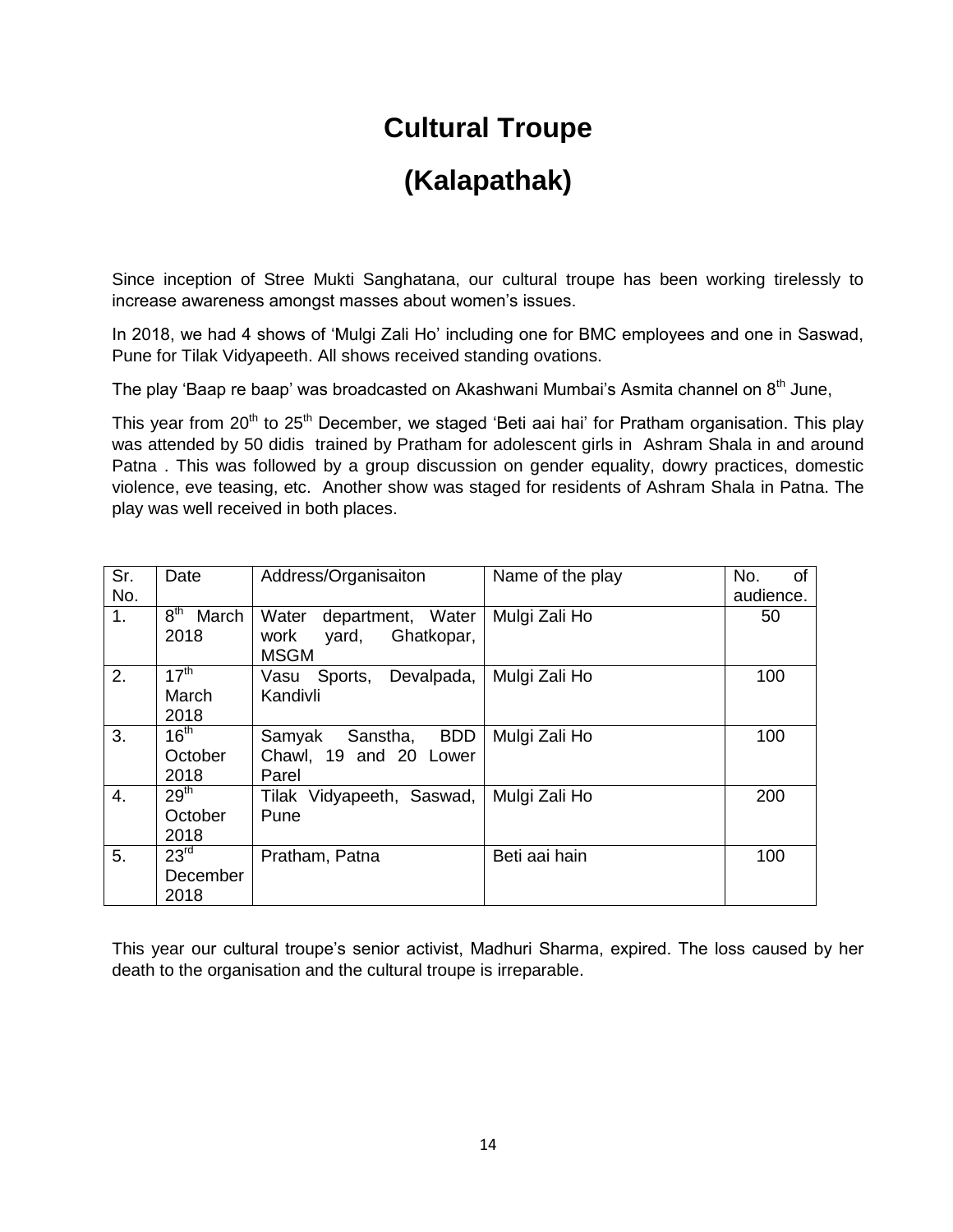# Cultural Troupe

# (Kalapathak)

Since inception of Stree Mukti Sanghatana, our cultural troupe has been working tirelessly to increase awareness amongst masses about women's issues.

In 2018, we had 4 shows of 'Mulgi Zali Ho' including one for BMC employees and one in Saswad, Pune for Tilak Vidyapeeth. All shows received standing ovations.

The play 'Baap re baap' was broadcasted on Akashwani Mumbai's Asmita channel on 8th June,

This year from 20th to 25th December, we staged 'Beti aai hai' for Pratham organisation. This play was attended by 50 didis trained by Pratham for adolescent girls in Ashram Shala in and around Patna . This was followed by a group discussion on gender equality, dowry practices, domestic violence, eve teasing, etc. Another show was staged for residents of Ashram Shala in Patna. The play was well received in both places.

| Sr. No. | Date | Address/Organisaiton | Name of the play | No. of audience. |
|---|---|---|---|---|
| 1. | 8th March 2018 | Water department, Water work yard, Ghatkopar, MSGM | Mulgi Zali Ho | 50 |
| 2. | 17th March 2018 | Vasu Sports, Devalpada, Kandivli | Mulgi Zali Ho | 100 |
| 3. | 16th October 2018 | Samyak Sanstha, BDD Chawl, 19 and 20 Lower Parel | Mulgi Zali Ho | 100 |
| 4. | 29th October 2018 | Tilak Vidyapeeth, Saswad, Pune | Mulgi Zali Ho | 200 |
| 5. | 23rd December 2018 | Pratham, Patna | Beti aai hain | 100 |

This year our cultural troupe's senior activist, Madhuri Sharma, expired. The loss caused by her death to the organisation and the cultural troupe is irreparable.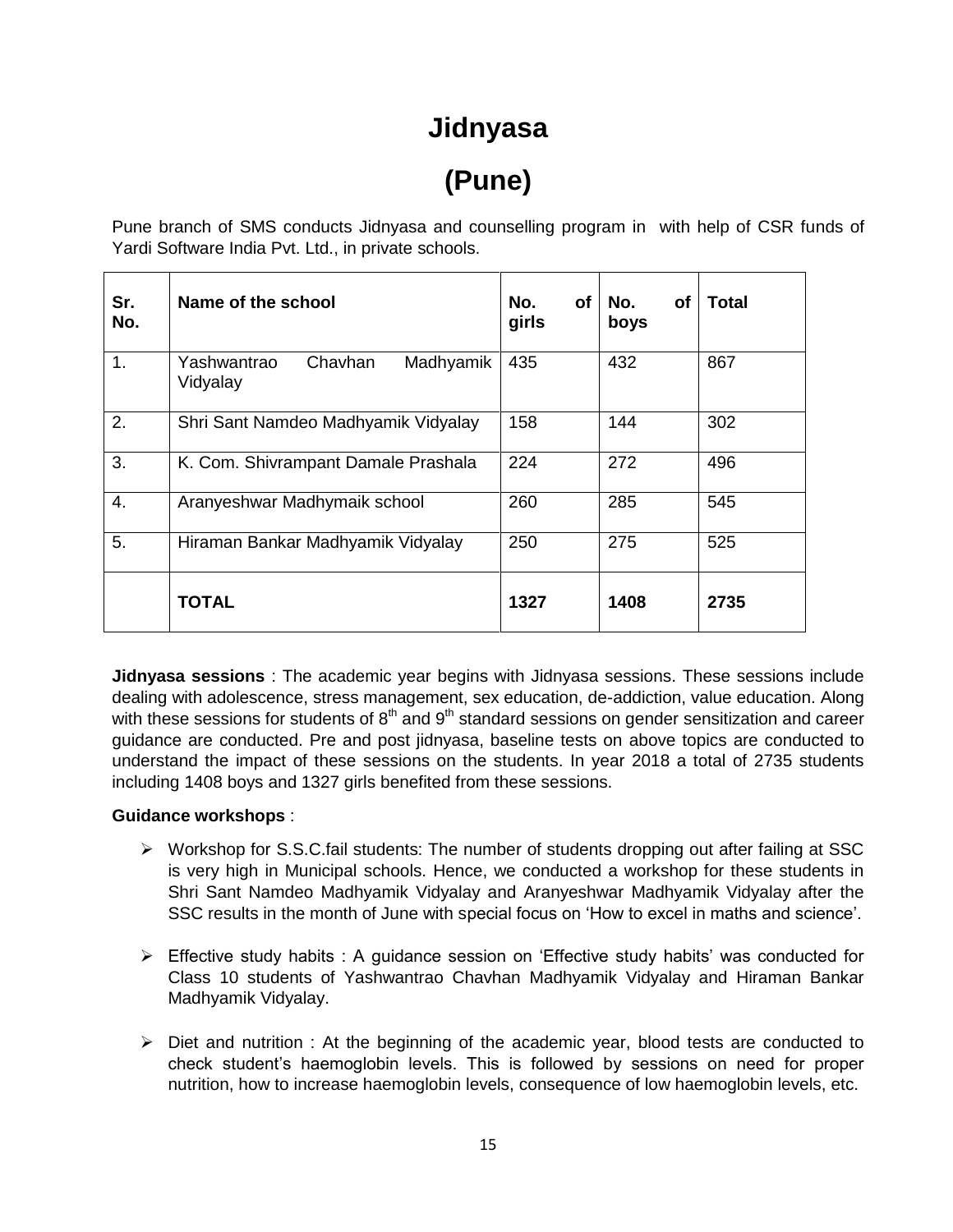# Jidnyasa

# (Pune)

Pune branch of SMS conducts Jidnyasa and counselling program in with help of CSR funds of Yardi Software India Pvt. Ltd., in private schools.

| Sr. No. | Name of the school | No. of girls | No. of boys | Total |
|---|---|---|---|---|
| 1. | Yashwantrao Chavhan Madhyamik Vidyalay | 435 | 432 | 867 |
| 2. | Shri Sant Namdeo Madhyamik Vidyalay | 158 | 144 | 302 |
| 3. | K. Com. Shivrampant Damale Prashala | 224 | 272 | 496 |
| 4. | Aranyeshwar Madhymaik school | 260 | 285 | 545 |
| 5. | Hiraman Bankar Madhyamik Vidyalay | 250 | 275 | 525 |
| | **TOTAL** | **1327** | **1408** | **2735** |

**Jidnyasa sessions** : The academic year begins with Jidnyasa sessions. These sessions include dealing with adolescence, stress management, sex education, de-addiction, value education. Along with these sessions for students of 8th and 9th standard sessions on gender sensitization and career guidance are conducted. Pre and post jidnyasa, baseline tests on above topics are conducted to understand the impact of these sessions on the students. In year 2018 a total of 2735 students including 1408 boys and 1327 girls benefited from these sessions.

**Guidance workshops** :

- Workshop for S.S.C.fail students: The number of students dropping out after failing at SSC is very high in Municipal schools. Hence, we conducted a workshop for these students in Shri Sant Namdeo Madhyamik Vidyalay and Aranyeshwar Madhyamik Vidyalay after the SSC results in the month of June with special focus on 'How to excel in maths and science'.

- Effective study habits : A guidance session on 'Effective study habits' was conducted for Class 10 students of Yashwantrao Chavhan Madhyamik Vidyalay and Hiraman Bankar Madhyamik Vidyalay.

- Diet and nutrition : At the beginning of the academic year, blood tests are conducted to check student's haemoglobin levels. This is followed by sessions on need for proper nutrition, how to increase haemoglobin levels, consequence of low haemoglobin levels, etc.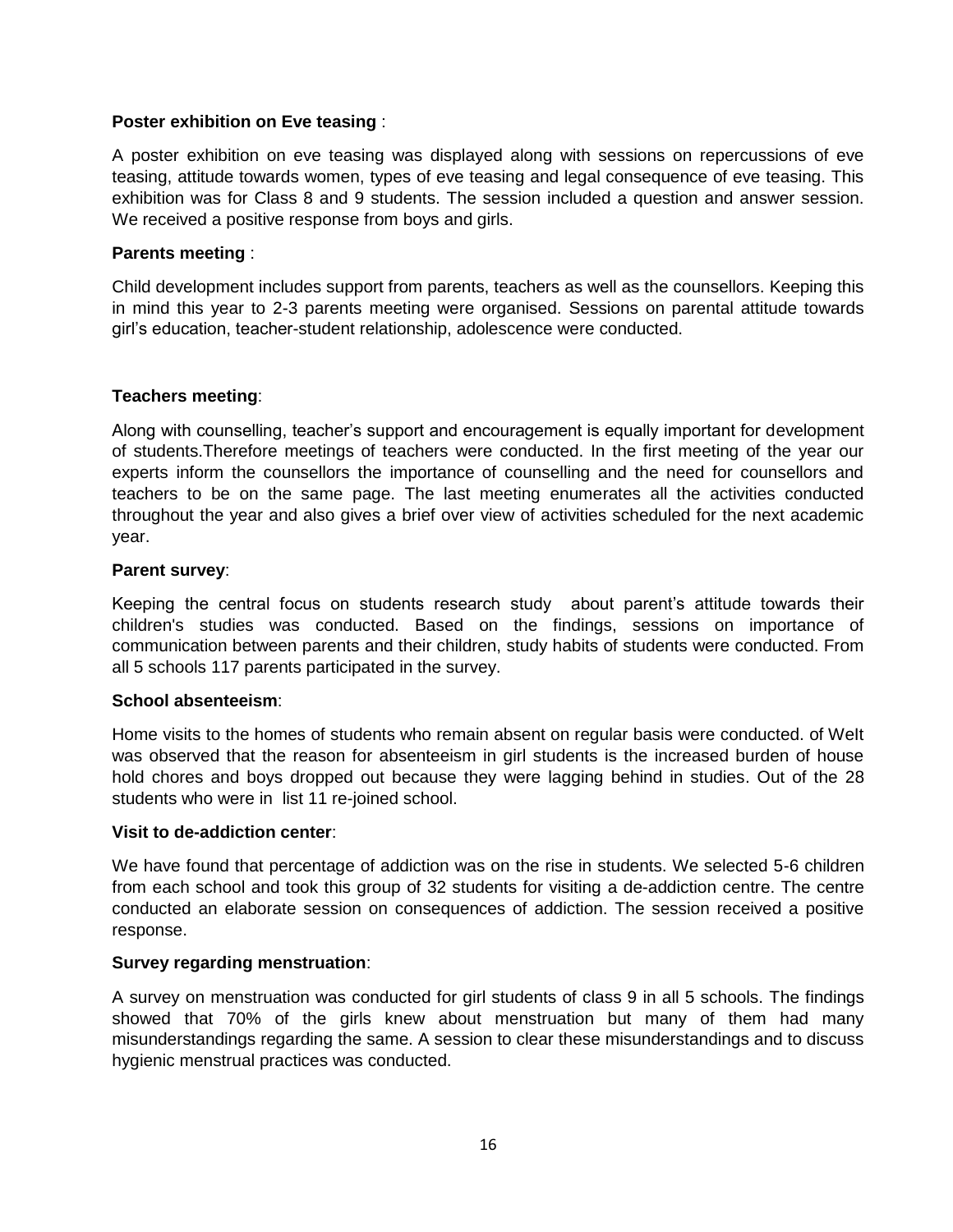**Poster exhibition on Eve teasing** :

A poster exhibition on eve teasing was displayed along with sessions on repercussions of eve teasing, attitude towards women, types of eve teasing and legal consequence of eve teasing. This exhibition was for Class 8 and 9 students. The session included a question and answer session. We received a positive response from boys and girls.

**Parents meeting** :

Child development includes support from parents, teachers as well as the counsellors. Keeping this in mind this year to 2-3 parents meeting were organised. Sessions on parental attitude towards girl's education, teacher-student relationship, adolescence were conducted.

**Teachers meeting**:

Along with counselling, teacher's support and encouragement is equally important for development of students.Therefore meetings of teachers were conducted. In the first meeting of the year our experts inform the counsellors the importance of counselling and the need for counsellors and teachers to be on the same page. The last meeting enumerates all the activities conducted throughout the year and also gives a brief over view of activities scheduled for the next academic year.

**Parent survey**:

Keeping the central focus on students research study about parent's attitude towards their children's studies was conducted. Based on the findings, sessions on importance of communication between parents and their children, study habits of students were conducted. From all 5 schools 117 parents participated in the survey.

**School absenteeism**:

Home visits to the homes of students who remain absent on regular basis were conducted. of WeIt was observed that the reason for absenteeism in girl students is the increased burden of house hold chores and boys dropped out because they were lagging behind in studies. Out of the 28 students who were in list 11 re-joined school.

**Visit to de-addiction center**:

We have found that percentage of addiction was on the rise in students. We selected 5-6 children from each school and took this group of 32 students for visiting a de-addiction centre. The centre conducted an elaborate session on consequences of addiction. The session received a positive response.

**Survey regarding menstruation**:

A survey on menstruation was conducted for girl students of class 9 in all 5 schools. The findings showed that 70% of the girls knew about menstruation but many of them had many misunderstandings regarding the same. A session to clear these misunderstandings and to discuss hygienic menstrual practices was conducted.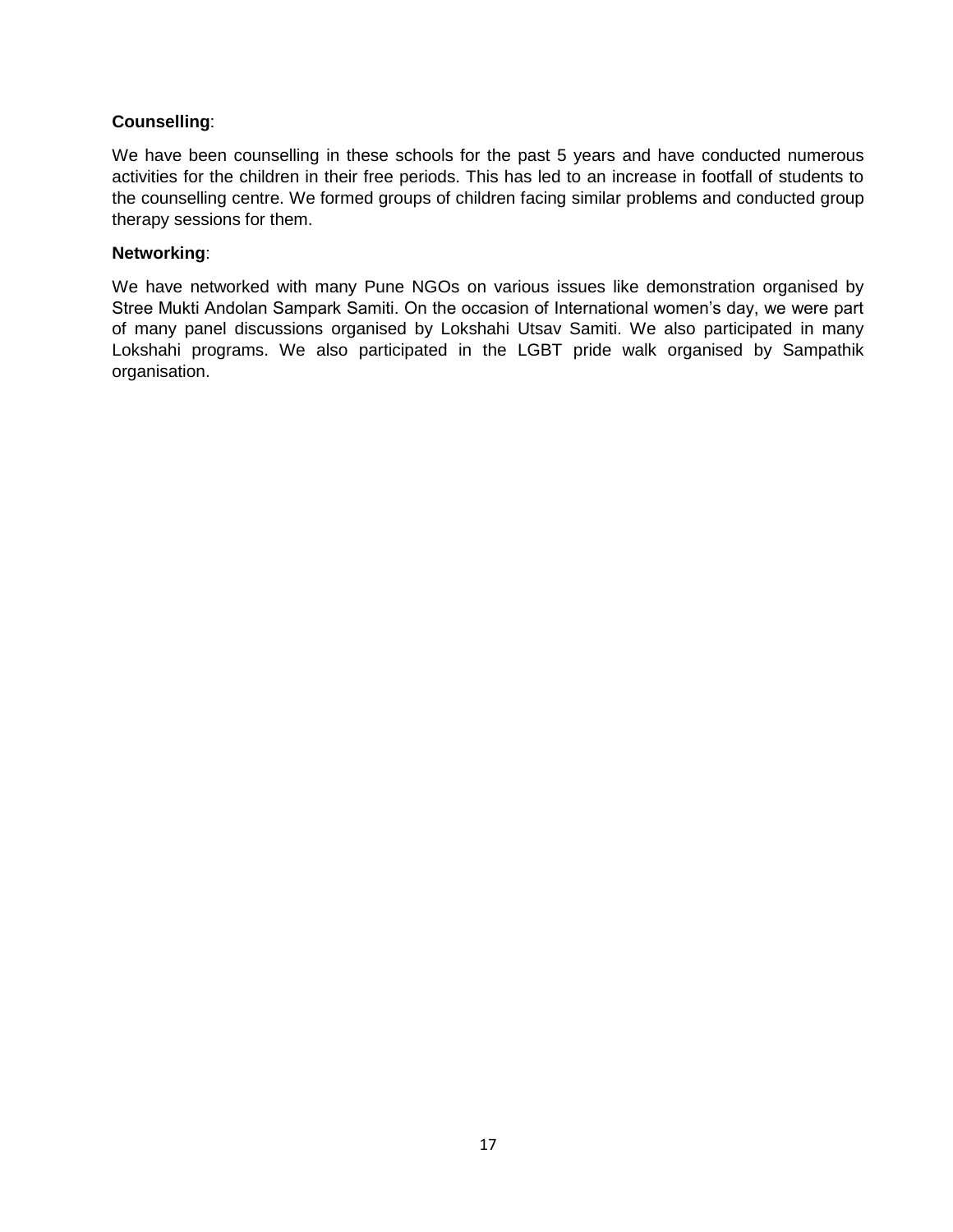**Counselling**:

We have been counselling in these schools for the past 5 years and have conducted numerous activities for the children in their free periods. This has led to an increase in footfall of students to the counselling centre. We formed groups of children facing similar problems and conducted group therapy sessions for them.

**Networking**:

We have networked with many Pune NGOs on various issues like demonstration organised by Stree Mukti Andolan Sampark Samiti. On the occasion of International women's day, we were part of many panel discussions organised by Lokshahi Utsav Samiti. We also participated in many Lokshahi programs. We also participated in the LGBT pride walk organised by Sampathik organisation.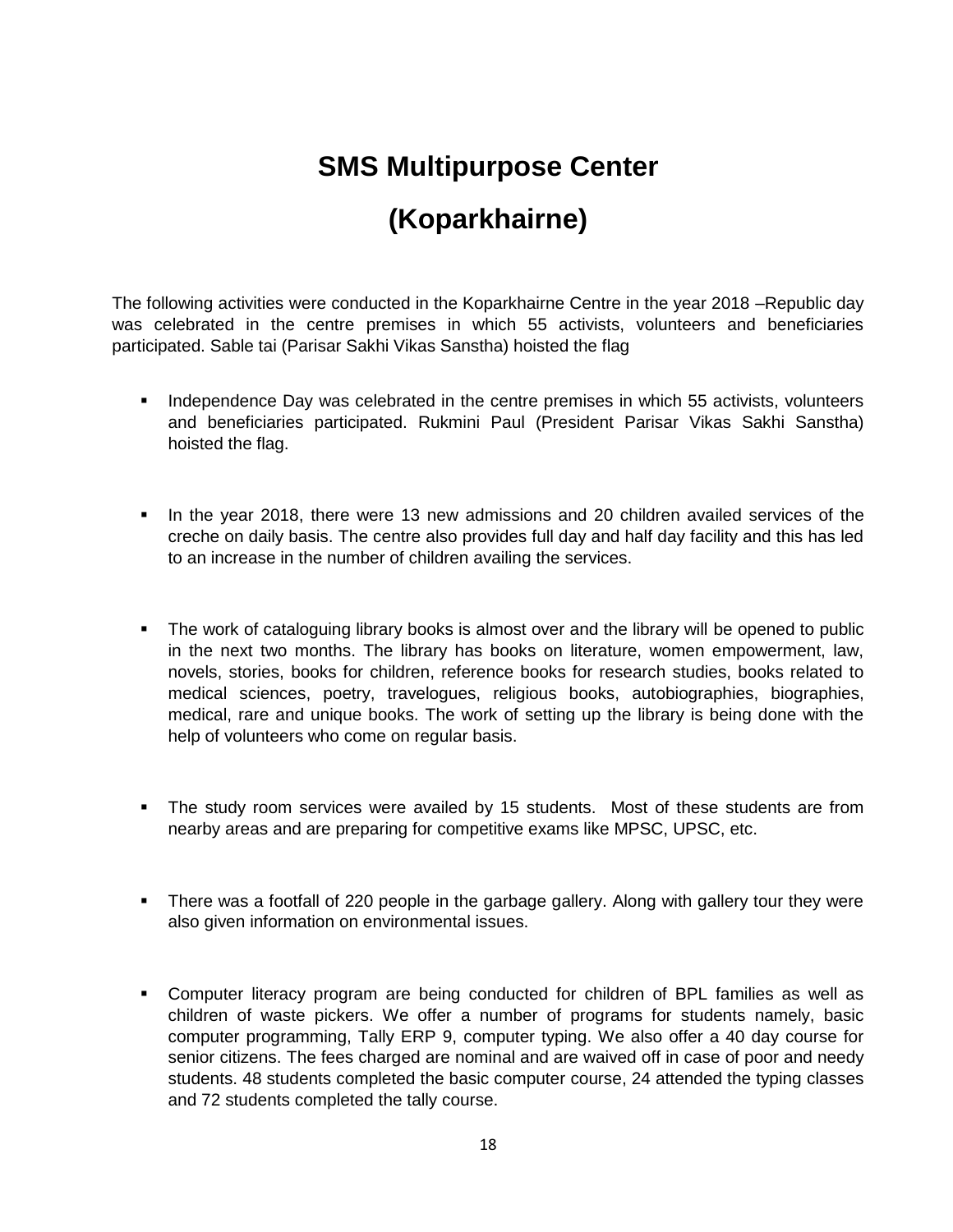# SMS Multipurpose Center

# (Koparkhairne)

The following activities were conducted in the Koparkhairne Centre in the year 2018 –Republic day was celebrated in the centre premises in which 55 activists, volunteers and beneficiaries participated. Sable tai (Parisar Sakhi Vikas Sanstha) hoisted the flag

- Independence Day was celebrated in the centre premises in which 55 activists, volunteers and beneficiaries participated. Rukmini Paul (President Parisar Vikas Sakhi Sanstha) hoisted the flag.

- In the year 2018, there were 13 new admissions and 20 children availed services of the creche on daily basis. The centre also provides full day and half day facility and this has led to an increase in the number of children availing the services.

- The work of cataloguing library books is almost over and the library will be opened to public in the next two months. The library has books on literature, women empowerment, law, novels, stories, books for children, reference books for research studies, books related to medical sciences, poetry, travelogues, religious books, autobiographies, biographies, medical, rare and unique books. The work of setting up the library is being done with the help of volunteers who come on regular basis.

- The study room services were availed by 15 students. Most of these students are from nearby areas and are preparing for competitive exams like MPSC, UPSC, etc.

- There was a footfall of 220 people in the garbage gallery. Along with gallery tour they were also given information on environmental issues.

- Computer literacy program are being conducted for children of BPL families as well as children of waste pickers. We offer a number of programs for students namely, basic computer programming, Tally ERP 9, computer typing. We also offer a 40 day course for senior citizens. The fees charged are nominal and are waived off in case of poor and needy students. 48 students completed the basic computer course, 24 attended the typing classes and 72 students completed the tally course.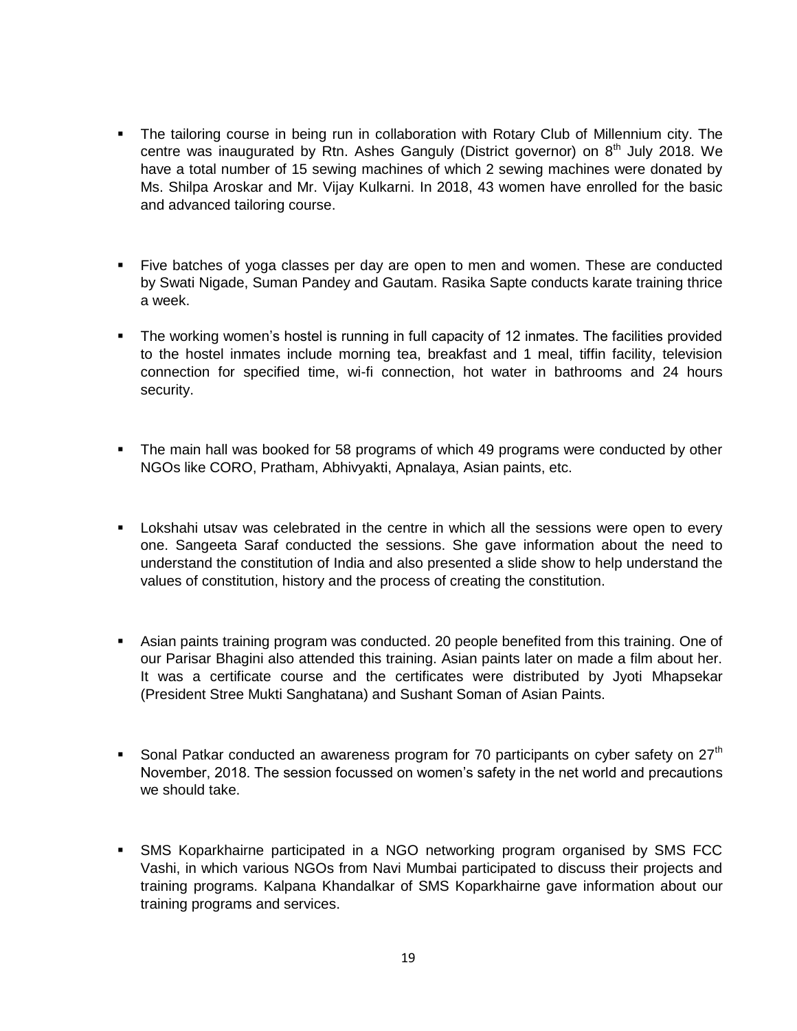- The tailoring course in being run in collaboration with Rotary Club of Millennium city. The centre was inaugurated by Rtn. Ashes Ganguly (District governor) on 8th July 2018. We have a total number of 15 sewing machines of which 2 sewing machines were donated by Ms. Shilpa Aroskar and Mr. Vijay Kulkarni. In 2018, 43 women have enrolled for the basic and advanced tailoring course.

- Five batches of yoga classes per day are open to men and women. These are conducted by Swati Nigade, Suman Pandey and Gautam. Rasika Sapte conducts karate training thrice a week.

- The working women's hostel is running in full capacity of 12 inmates. The facilities provided to the hostel inmates include morning tea, breakfast and 1 meal, tiffin facility, television connection for specified time, wi-fi connection, hot water in bathrooms and 24 hours security.

- The main hall was booked for 58 programs of which 49 programs were conducted by other NGOs like CORO, Pratham, Abhivyakti, Apnalaya, Asian paints, etc.

- Lokshahi utsav was celebrated in the centre in which all the sessions were open to every one. Sangeeta Saraf conducted the sessions. She gave information about the need to understand the constitution of India and also presented a slide show to help understand the values of constitution, history and the process of creating the constitution.

- Asian paints training program was conducted. 20 people benefited from this training. One of our Parisar Bhagini also attended this training. Asian paints later on made a film about her. It was a certificate course and the certificates were distributed by Jyoti Mhapsekar (President Stree Mukti Sanghatana) and Sushant Soman of Asian Paints.

- Sonal Patkar conducted an awareness program for 70 participants on cyber safety on 27th November, 2018. The session focussed on women's safety in the net world and precautions we should take.

- SMS Koparkhairne participated in a NGO networking program organised by SMS FCC Vashi, in which various NGOs from Navi Mumbai participated to discuss their projects and training programs. Kalpana Khandalkar of SMS Koparkhairne gave information about our training programs and services.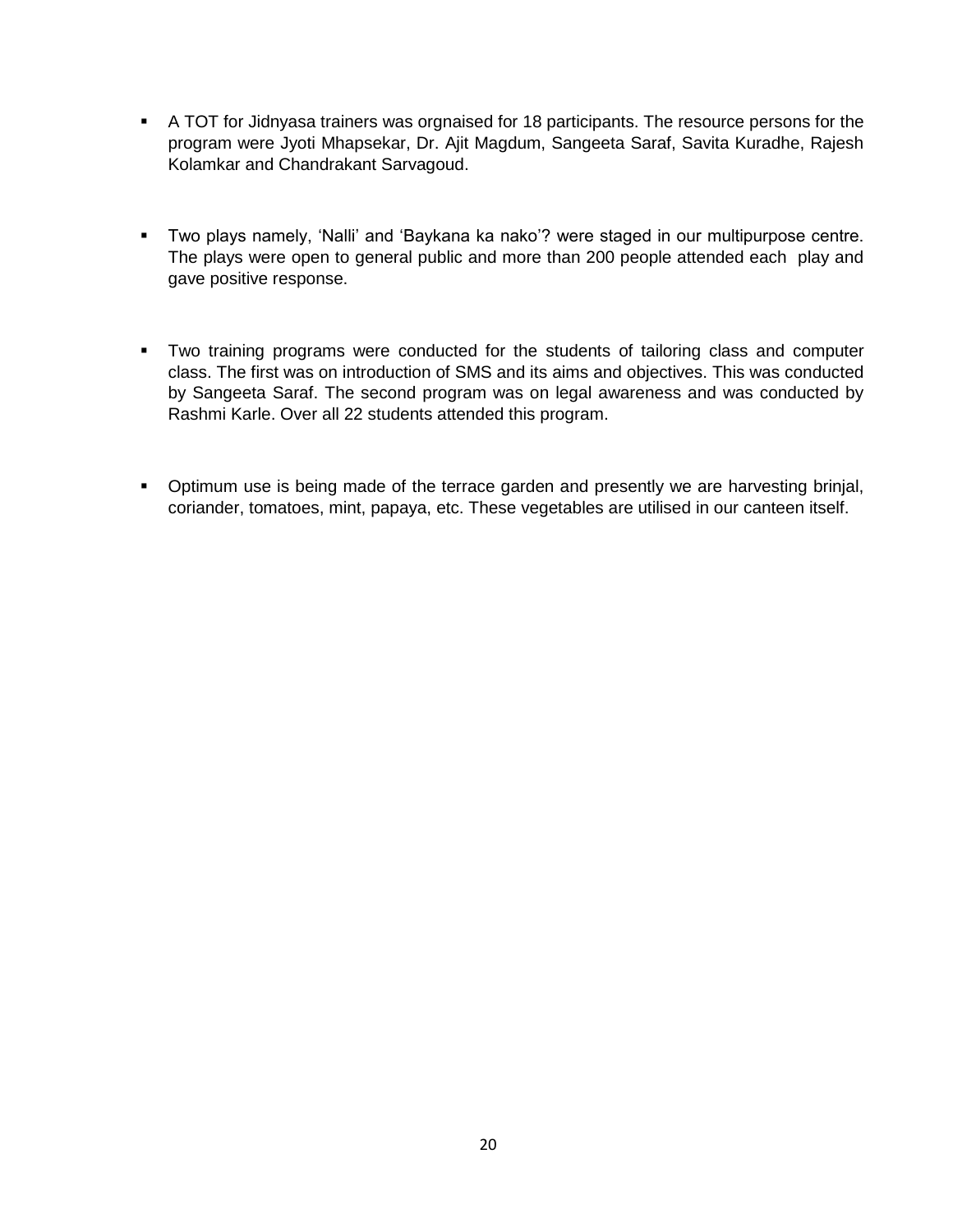- A TOT for Jidnyasa trainers was orgnaised for 18 participants. The resource persons for the program were Jyoti Mhapsekar, Dr. Ajit Magdum, Sangeeta Saraf, Savita Kuradhe, Rajesh Kolamkar and Chandrakant Sarvagoud.

- Two plays namely, 'Nalli' and 'Baykana ka nako'? were staged in our multipurpose centre. The plays were open to general public and more than 200 people attended each play and gave positive response.

- Two training programs were conducted for the students of tailoring class and computer class. The first was on introduction of SMS and its aims and objectives. This was conducted by Sangeeta Saraf. The second program was on legal awareness and was conducted by Rashmi Karle. Over all 22 students attended this program.

- Optimum use is being made of the terrace garden and presently we are harvesting brinjal, coriander, tomatoes, mint, papaya, etc. These vegetables are utilised in our canteen itself.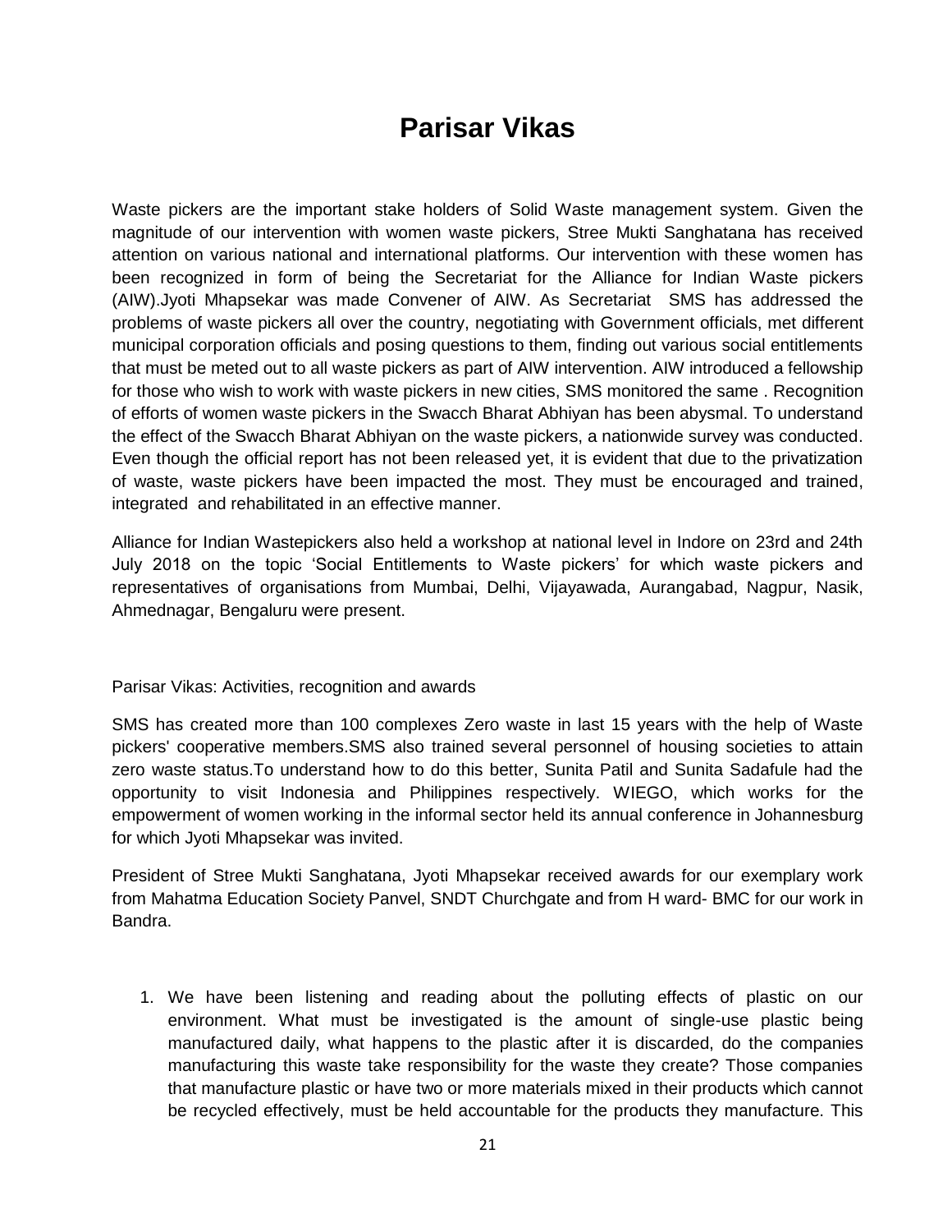# Parisar Vikas

Waste pickers are the important stake holders of Solid Waste management system. Given the magnitude of our intervention with women waste pickers, Stree Mukti Sanghatana has received attention on various national and international platforms. Our intervention with these women has been recognized in form of being the Secretariat for the Alliance for Indian Waste pickers (AIW).Jyoti Mhapsekar was made Convener of AIW. As Secretariat SMS has addressed the problems of waste pickers all over the country, negotiating with Government officials, met different municipal corporation officials and posing questions to them, finding out various social entitlements that must be meted out to all waste pickers as part of AIW intervention. AIW introduced a fellowship for those who wish to work with waste pickers in new cities, SMS monitored the same . Recognition of efforts of women waste pickers in the Swacch Bharat Abhiyan has been abysmal. To understand the effect of the Swacch Bharat Abhiyan on the waste pickers, a nationwide survey was conducted. Even though the official report has not been released yet, it is evident that due to the privatization of waste, waste pickers have been impacted the most. They must be encouraged and trained, integrated and rehabilitated in an effective manner.

Alliance for Indian Wastepickers also held a workshop at national level in Indore on 23rd and 24th July 2018 on the topic 'Social Entitlements to Waste pickers' for which waste pickers and representatives of organisations from Mumbai, Delhi, Vijayawada, Aurangabad, Nagpur, Nasik, Ahmednagar, Bengaluru were present.

Parisar Vikas: Activities, recognition and awards

SMS has created more than 100 complexes Zero waste in last 15 years with the help of Waste pickers' cooperative members.SMS also trained several personnel of housing societies to attain zero waste status.To understand how to do this better, Sunita Patil and Sunita Sadafule had the opportunity to visit Indonesia and Philippines respectively. WIEGO, which works for the empowerment of women working in the informal sector held its annual conference in Johannesburg for which Jyoti Mhapsekar was invited.

President of Stree Mukti Sanghatana, Jyoti Mhapsekar received awards for our exemplary work from Mahatma Education Society Panvel, SNDT Churchgate and from H ward- BMC for our work in Bandra.

1. We have been listening and reading about the polluting effects of plastic on our environment. What must be investigated is the amount of single-use plastic being manufactured daily, what happens to the plastic after it is discarded, do the companies manufacturing this waste take responsibility for the waste they create? Those companies that manufacture plastic or have two or more materials mixed in their products which cannot be recycled effectively, must be held accountable for the products they manufacture. This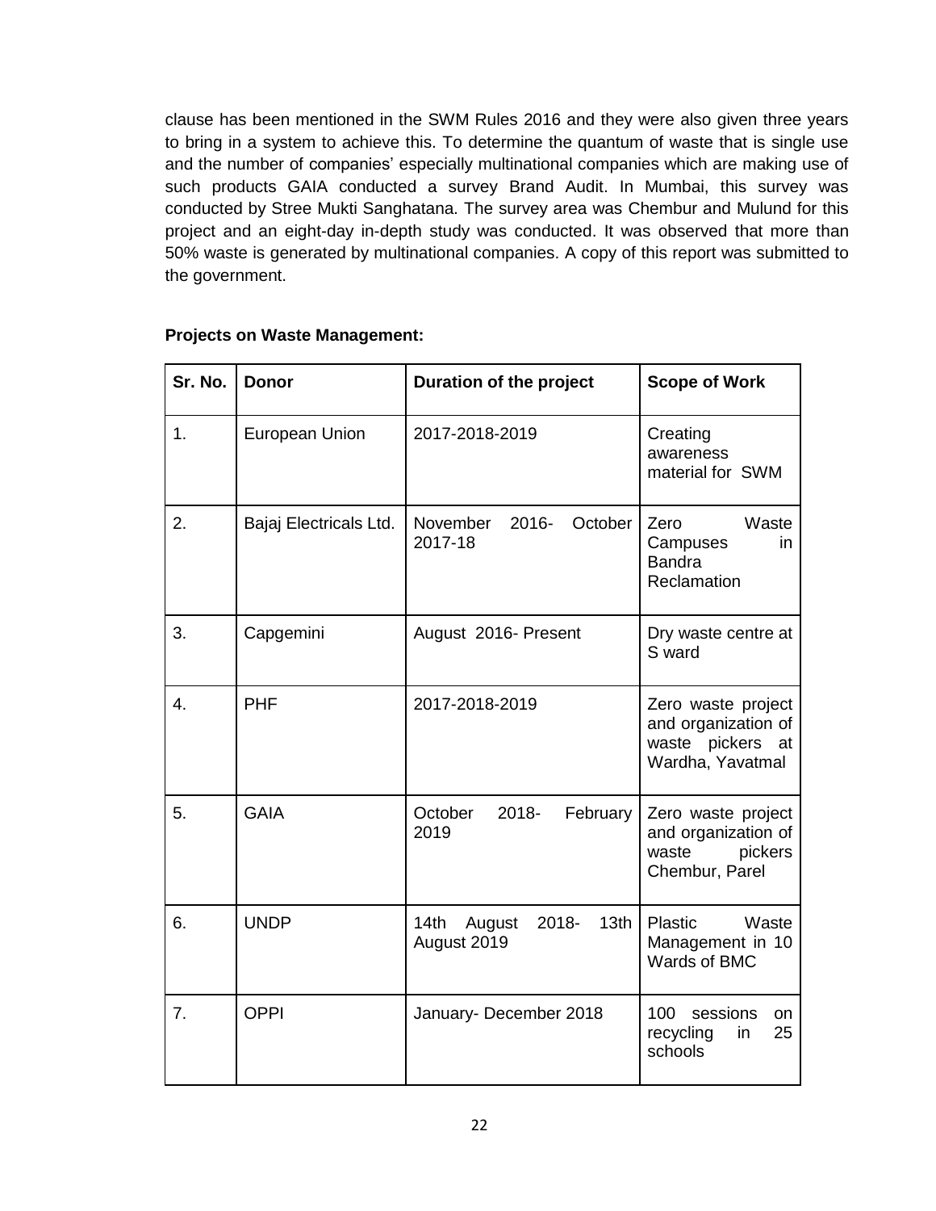clause has been mentioned in the SWM Rules 2016 and they were also given three years to bring in a system to achieve this. To determine the quantum of waste that is single use and the number of companies' especially multinational companies which are making use of such products GAIA conducted a survey Brand Audit. In Mumbai, this survey was conducted by Stree Mukti Sanghatana. The survey area was Chembur and Mulund for this project and an eight-day in-depth study was conducted. It was observed that more than 50% waste is generated by multinational companies. A copy of this report was submitted to the government.

**Projects on Waste Management:**

| Sr. No. | Donor | Duration of the project | Scope of Work |
|---|---|---|---|
| 1. | European Union | 2017-2018-2019 | Creating awareness material for SWM |
| 2. | Bajaj Electricals Ltd. | November 2016- October 2017-18 | Zero Waste Campuses in Bandra Reclamation |
| 3. | Capgemini | August 2016- Present | Dry waste centre at S ward |
| 4. | PHF | 2017-2018-2019 | Zero waste project and organization of waste pickers at Wardha, Yavatmal |
| 5. | GAIA | October 2018- February 2019 | Zero waste project and organization of waste pickers Chembur, Parel |
| 6. | UNDP | 14th August 2018- 13th August 2019 | Plastic Waste Management in 10 Wards of BMC |
| 7. | OPPI | January- December 2018 | 100 sessions on recycling in 25 schools |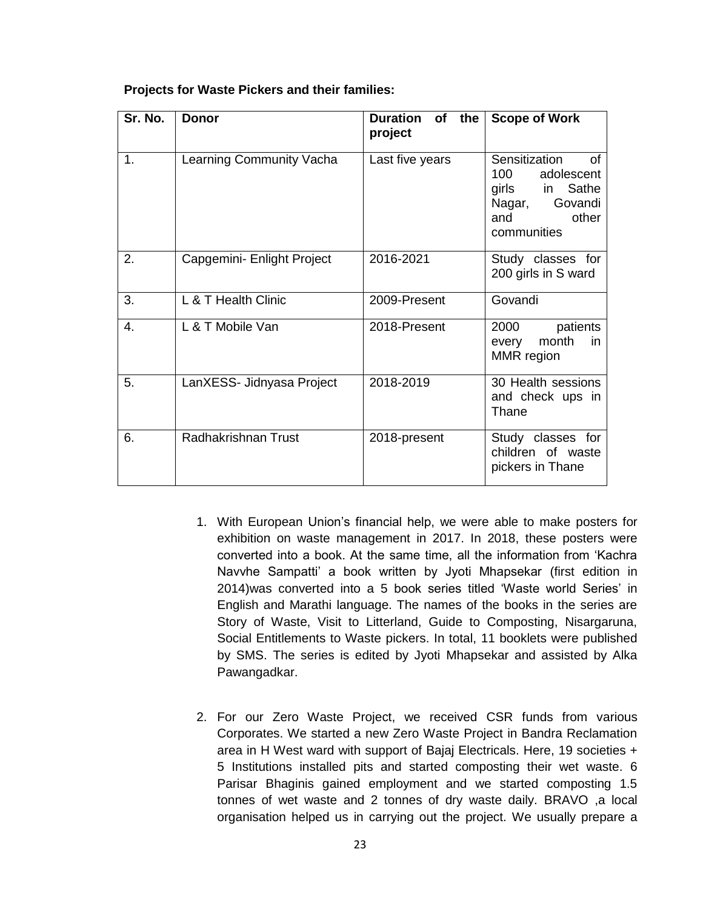**Projects for Waste Pickers and their families:**

| Sr. No. | Donor | Duration of the project | Scope of Work |
|---|---|---|---|
| 1. | Learning Community Vacha | Last five years | Sensitization of 100 adolescent girls in Sathe Nagar, Govandi and other communities |
| 2. | Capgemini- Enlight Project | 2016-2021 | Study classes for 200 girls in S ward |
| 3. | L & T Health Clinic | 2009-Present | Govandi |
| 4. | L & T Mobile Van | 2018-Present | 2000 patients every month in MMR region |
| 5. | LanXESS- Jidnyasa Project | 2018-2019 | 30 Health sessions and check ups in Thane |
| 6. | Radhakrishnan Trust | 2018-present | Study classes for children of waste pickers in Thane |

1. With European Union's financial help, we were able to make posters for exhibition on waste management in 2017. In 2018, these posters were converted into a book. At the same time, all the information from 'Kachra Navvhe Sampatti' a book written by Jyoti Mhapsekar (first edition in 2014)was converted into a 5 book series titled 'Waste world Series' in English and Marathi language. The names of the books in the series are Story of Waste, Visit to Litterland, Guide to Composting, Nisargaruna, Social Entitlements to Waste pickers. In total, 11 booklets were published by SMS. The series is edited by Jyoti Mhapsekar and assisted by Alka Pawangadkar.

2. For our Zero Waste Project, we received CSR funds from various Corporates. We started a new Zero Waste Project in Bandra Reclamation area in H West ward with support of Bajaj Electricals. Here, 19 societies + 5 Institutions installed pits and started composting their wet waste. 6 Parisar Bhaginis gained employment and we started composting 1.5 tonnes of wet waste and 2 tonnes of dry waste daily. BRAVO ,a local organisation helped us in carrying out the project. We usually prepare a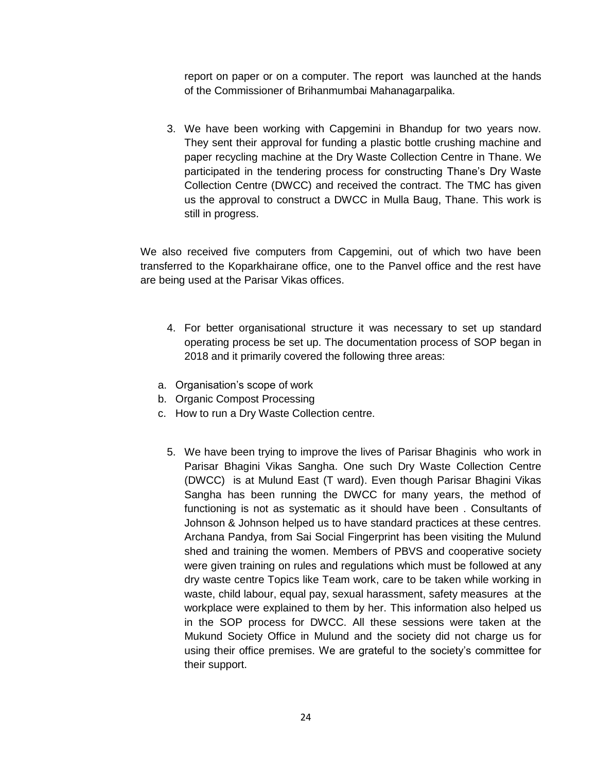report on paper or on a computer. The report was launched at the hands of the Commissioner of Brihanmumbai Mahanagarpalika.

3. We have been working with Capgemini in Bhandup for two years now. They sent their approval for funding a plastic bottle crushing machine and paper recycling machine at the Dry Waste Collection Centre in Thane. We participated in the tendering process for constructing Thane's Dry Waste Collection Centre (DWCC) and received the contract. The TMC has given us the approval to construct a DWCC in Mulla Baug, Thane. This work is still in progress.

We also received five computers from Capgemini, out of which two have been transferred to the Koparkhairane office, one to the Panvel office and the rest have are being used at the Parisar Vikas offices.

4. For better organisational structure it was necessary to set up standard operating process be set up. The documentation process of SOP began in 2018 and it primarily covered the following three areas:

a. Organisation's scope of work
b. Organic Compost Processing
c. How to run a Dry Waste Collection centre.

5. We have been trying to improve the lives of Parisar Bhaginis who work in Parisar Bhagini Vikas Sangha. One such Dry Waste Collection Centre (DWCC) is at Mulund East (T ward). Even though Parisar Bhagini Vikas Sangha has been running the DWCC for many years, the method of functioning is not as systematic as it should have been . Consultants of Johnson & Johnson helped us to have standard practices at these centres. Archana Pandya, from Sai Social Fingerprint has been visiting the Mulund shed and training the women. Members of PBVS and cooperative society were given training on rules and regulations which must be followed at any dry waste centre Topics like Team work, care to be taken while working in waste, child labour, equal pay, sexual harassment, safety measures at the workplace were explained to them by her. This information also helped us in the SOP process for DWCC. All these sessions were taken at the Mukund Society Office in Mulund and the society did not charge us for using their office premises. We are grateful to the society's committee for their support.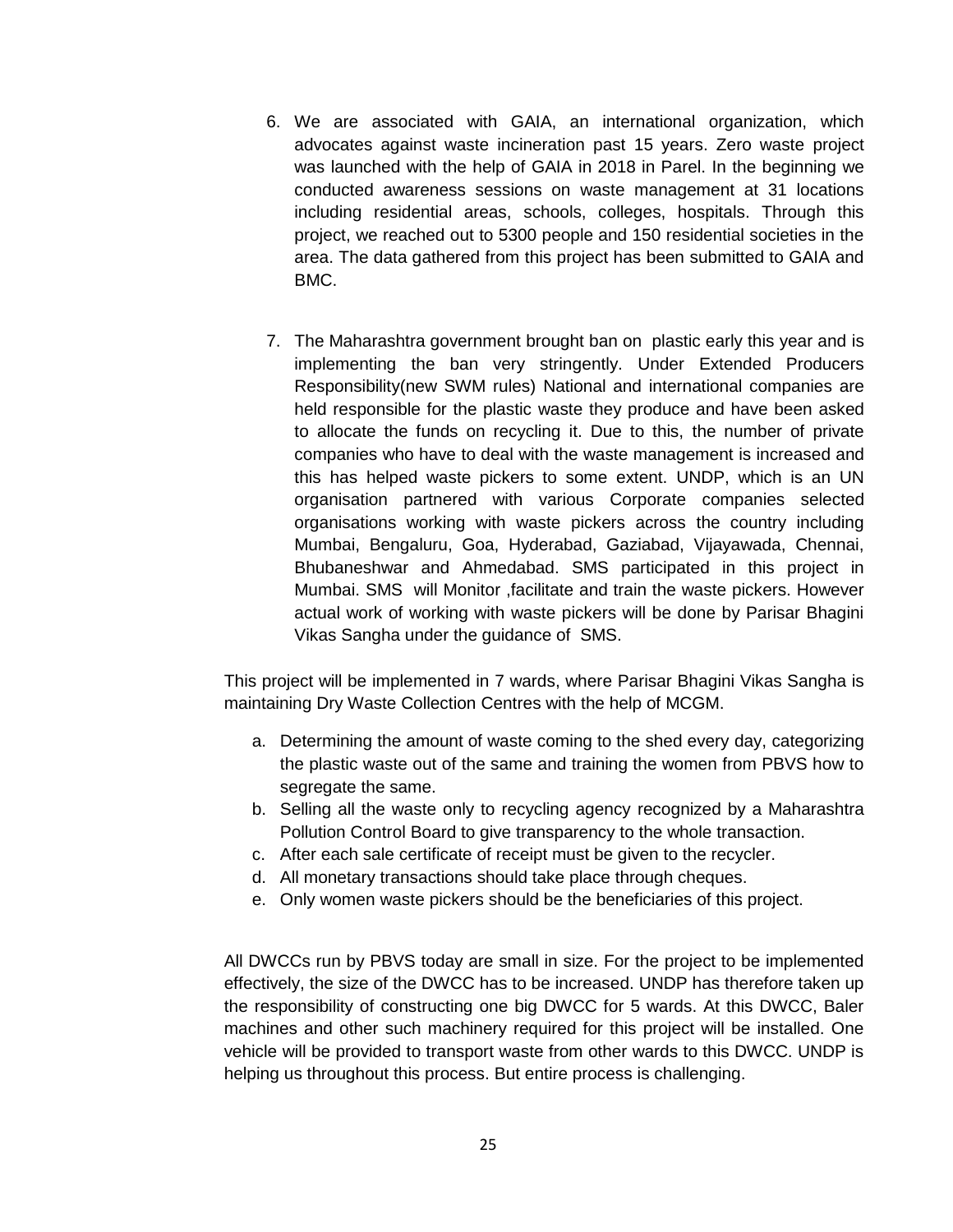6. We are associated with GAIA, an international organization, which advocates against waste incineration past 15 years. Zero waste project was launched with the help of GAIA in 2018 in Parel. In the beginning we conducted awareness sessions on waste management at 31 locations including residential areas, schools, colleges, hospitals. Through this project, we reached out to 5300 people and 150 residential societies in the area. The data gathered from this project has been submitted to GAIA and BMC.

7. The Maharashtra government brought ban on plastic early this year and is implementing the ban very stringently. Under Extended Producers Responsibility(new SWM rules) National and international companies are held responsible for the plastic waste they produce and have been asked to allocate the funds on recycling it. Due to this, the number of private companies who have to deal with the waste management is increased and this has helped waste pickers to some extent. UNDP, which is an UN organisation partnered with various Corporate companies selected organisations working with waste pickers across the country including Mumbai, Bengaluru, Goa, Hyderabad, Gaziabad, Vijayawada, Chennai, Bhubaneshwar and Ahmedabad. SMS participated in this project in Mumbai. SMS will Monitor ,facilitate and train the waste pickers. However actual work of working with waste pickers will be done by Parisar Bhagini Vikas Sangha under the guidance of SMS.

This project will be implemented in 7 wards, where Parisar Bhagini Vikas Sangha is maintaining Dry Waste Collection Centres with the help of MCGM.

a. Determining the amount of waste coming to the shed every day, categorizing the plastic waste out of the same and training the women from PBVS how to segregate the same.
b. Selling all the waste only to recycling agency recognized by a Maharashtra Pollution Control Board to give transparency to the whole transaction.
c. After each sale certificate of receipt must be given to the recycler.
d. All monetary transactions should take place through cheques.
e. Only women waste pickers should be the beneficiaries of this project.

All DWCCs run by PBVS today are small in size. For the project to be implemented effectively, the size of the DWCC has to be increased. UNDP has therefore taken up the responsibility of constructing one big DWCC for 5 wards. At this DWCC, Baler machines and other such machinery required for this project will be installed. One vehicle will be provided to transport waste from other wards to this DWCC. UNDP is helping us throughout this process. But entire process is challenging.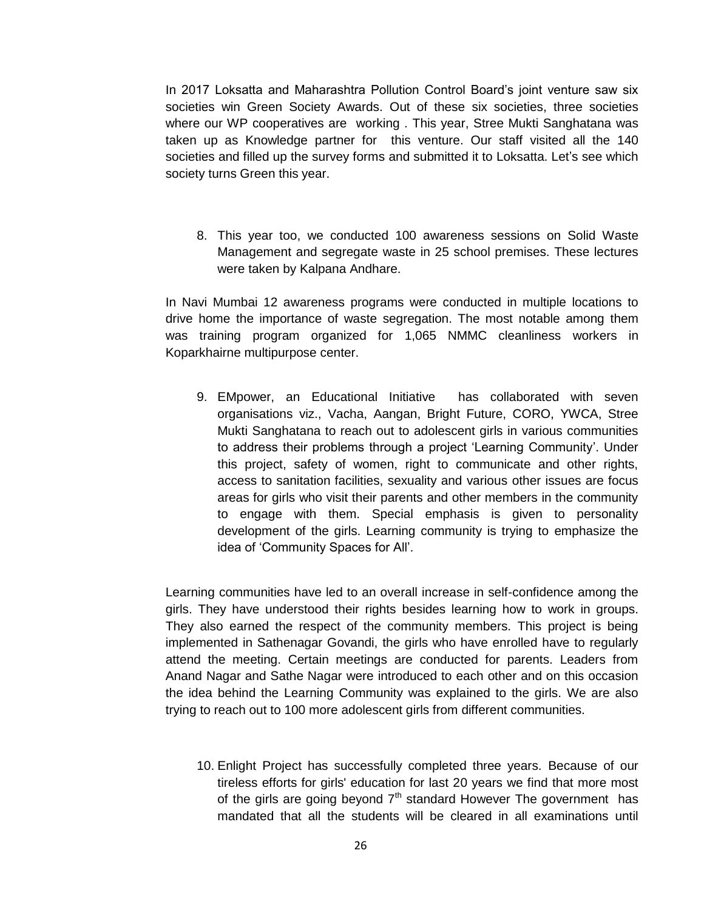In 2017 Loksatta and Maharashtra Pollution Control Board's joint venture saw six societies win Green Society Awards. Out of these six societies, three societies where our WP cooperatives are working . This year, Stree Mukti Sanghatana was taken up as Knowledge partner for this venture. Our staff visited all the 140 societies and filled up the survey forms and submitted it to Loksatta. Let's see which society turns Green this year.

8. This year too, we conducted 100 awareness sessions on Solid Waste Management and segregate waste in 25 school premises. These lectures were taken by Kalpana Andhare.

In Navi Mumbai 12 awareness programs were conducted in multiple locations to drive home the importance of waste segregation. The most notable among them was training program organized for 1,065 NMMC cleanliness workers in Koparkhairne multipurpose center.

9. EMpower, an Educational Initiative has collaborated with seven organisations viz., Vacha, Aangan, Bright Future, CORO, YWCA, Stree Mukti Sanghatana to reach out to adolescent girls in various communities to address their problems through a project 'Learning Community'. Under this project, safety of women, right to communicate and other rights, access to sanitation facilities, sexuality and various other issues are focus areas for girls who visit their parents and other members in the community to engage with them. Special emphasis is given to personality development of the girls. Learning community is trying to emphasize the idea of 'Community Spaces for All'.

Learning communities have led to an overall increase in self-confidence among the girls. They have understood their rights besides learning how to work in groups. They also earned the respect of the community members. This project is being implemented in Sathenagar Govandi, the girls who have enrolled have to regularly attend the meeting. Certain meetings are conducted for parents. Leaders from Anand Nagar and Sathe Nagar were introduced to each other and on this occasion the idea behind the Learning Community was explained to the girls. We are also trying to reach out to 100 more adolescent girls from different communities.

10. Enlight Project has successfully completed three years. Because of our tireless efforts for girls' education for last 20 years we find that more most of the girls are going beyond 7th standard However The government has mandated that all the students will be cleared in all examinations until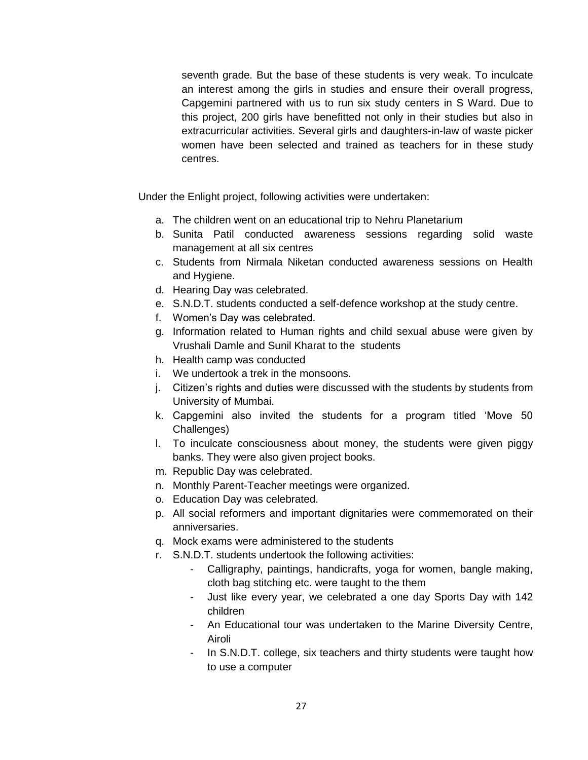seventh grade. But the base of these students is very weak. To inculcate an interest among the girls in studies and ensure their overall progress, Capgemini partnered with us to run six study centers in S Ward. Due to this project, 200 girls have benefitted not only in their studies but also in extracurricular activities. Several girls and daughters-in-law of waste picker women have been selected and trained as teachers for in these study centres.

Under the Enlight project, following activities were undertaken:

a. The children went on an educational trip to Nehru Planetarium
b. Sunita Patil conducted awareness sessions regarding solid waste management at all six centres
c. Students from Nirmala Niketan conducted awareness sessions on Health and Hygiene.
d. Hearing Day was celebrated.
e. S.N.D.T. students conducted a self-defence workshop at the study centre.
f. Women's Day was celebrated.
g. Information related to Human rights and child sexual abuse were given by Vrushali Damle and Sunil Kharat to the students
h. Health camp was conducted
i. We undertook a trek in the monsoons.
j. Citizen's rights and duties were discussed with the students by students from University of Mumbai.
k. Capgemini also invited the students for a program titled 'Move 50 Challenges)
l. To inculcate consciousness about money, the students were given piggy banks. They were also given project books.
m. Republic Day was celebrated.
n. Monthly Parent-Teacher meetings were organized.
o. Education Day was celebrated.
p. All social reformers and important dignitaries were commemorated on their anniversaries.
q. Mock exams were administered to the students
r. S.N.D.T. students undertook the following activities:
    - Calligraphy, paintings, handicrafts, yoga for women, bangle making, cloth bag stitching etc. were taught to the them
    - Just like every year, we celebrated a one day Sports Day with 142 children
    - An Educational tour was undertaken to the Marine Diversity Centre, Airoli
    - In S.N.D.T. college, six teachers and thirty students were taught how to use a computer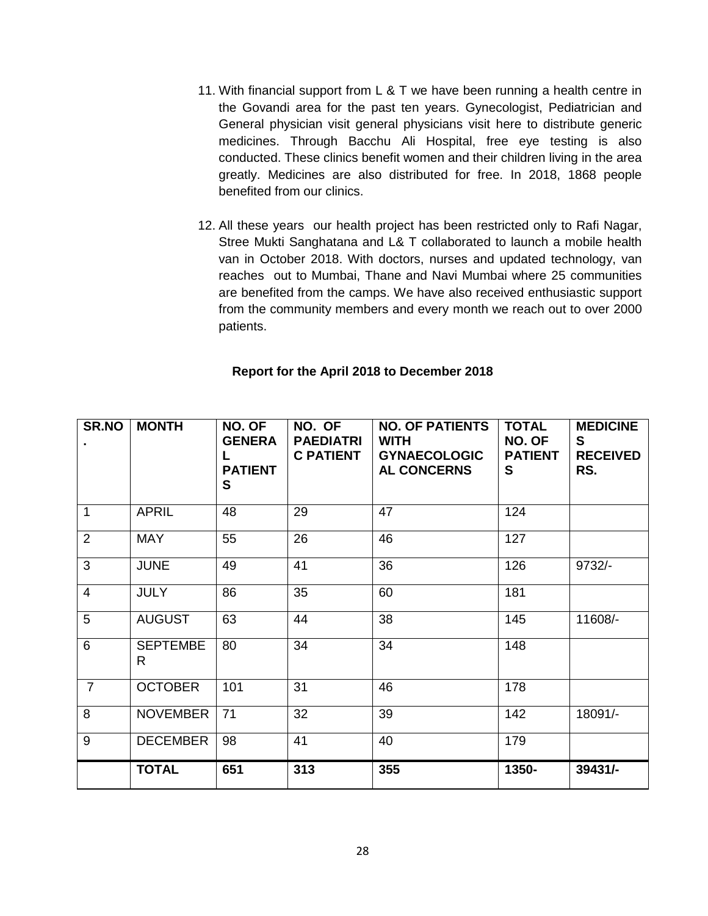11. With financial support from L & T we have been running a health centre in the Govandi area for the past ten years. Gynecologist, Pediatrician and General physician visit general physicians visit here to distribute generic medicines. Through Bacchu Ali Hospital, free eye testing is also conducted. These clinics benefit women and their children living in the area greatly. Medicines are also distributed for free. In 2018, 1868 people benefited from our clinics.

12. All these years our health project has been restricted only to Rafi Nagar, Stree Mukti Sanghatana and L& T collaborated to launch a mobile health van in October 2018. With doctors, nurses and updated technology, van reaches out to Mumbai, Thane and Navi Mumbai where 25 communities are benefited from the camps. We have also received enthusiastic support from the community members and every month we reach out to over 2000 patients.

**Report for the April 2018 to December 2018**

| SR.NO. | MONTH | NO. OF GENERAL PATIENTS | NO. OF PAEDIATRIC PATIENT | NO. OF PATIENTS WITH GYNAECOLOGICAL CONCERNS | TOTAL NO. OF PATIENTS | MEDICINES RECEIVED RS. |
|---|---|---|---|---|---|---|
| 1 | APRIL | 48 | 29 | 47 | 124 | |
| 2 | MAY | 55 | 26 | 46 | 127 | |
| 3 | JUNE | 49 | 41 | 36 | 126 | 9732/- |
| 4 | JULY | 86 | 35 | 60 | 181 | |
| 5 | AUGUST | 63 | 44 | 38 | 145 | 11608/- |
| 6 | SEPTEMBER | 80 | 34 | 34 | 148 | |
| 7 | OCTOBER | 101 | 31 | 46 | 178 | |
| 8 | NOVEMBER | 71 | 32 | 39 | 142 | 18091/- |
| 9 | DECEMBER | 98 | 41 | 40 | 179 | |
| | **TOTAL** | **651** | **313** | **355** | **1350-** | **39431/-** |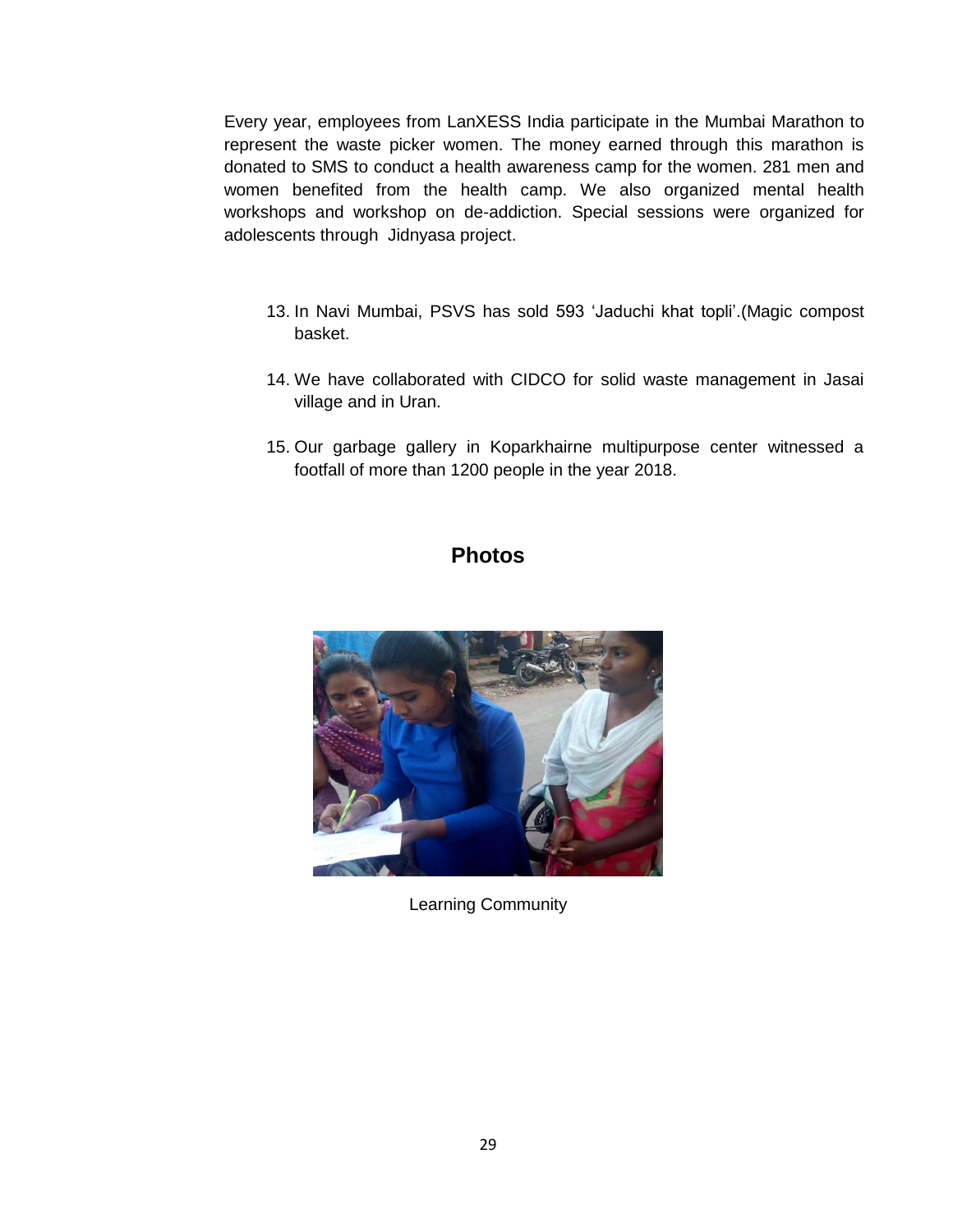Every year, employees from LanXESS India participate in the Mumbai Marathon to represent the waste picker women. The money earned through this marathon is donated to SMS to conduct a health awareness camp for the women. 281 men and women benefited from the health camp. We also organized mental health workshops and workshop on de-addiction. Special sessions were organized for adolescents through Jidnyasa project.

13. In Navi Mumbai, PSVS has sold 593 'Jaduchi khat topli'.(Magic compost basket.
14. We have collaborated with CIDCO for solid waste management in Jasai village and in Uran.
15. Our garbage gallery in Koparkhairne multipurpose center witnessed a footfall of more than 1200 people in the year 2018.

## Photos

Learning Community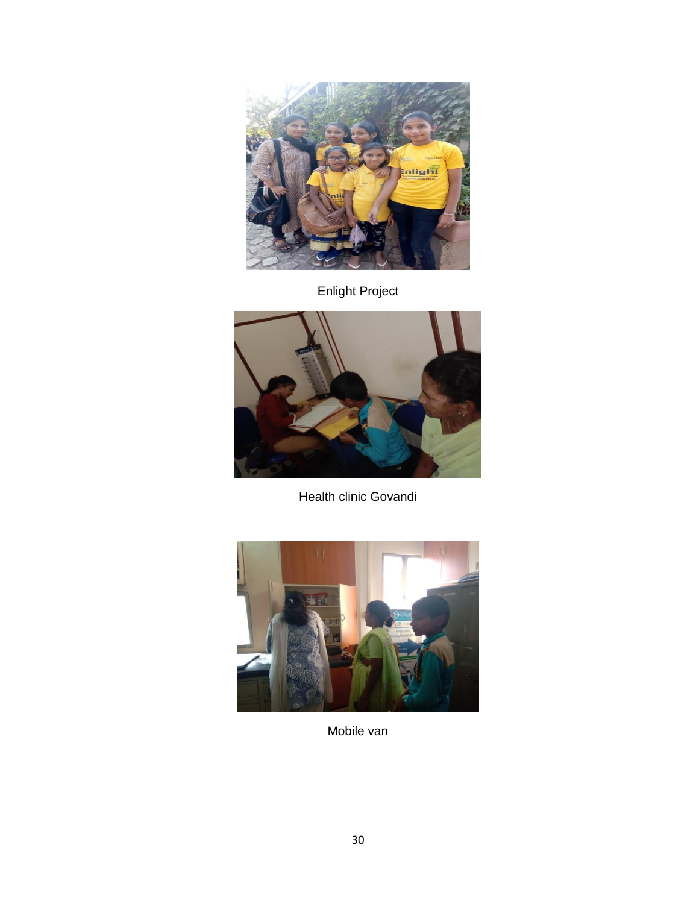Enlight Project

Health clinic Govandi

Mobile van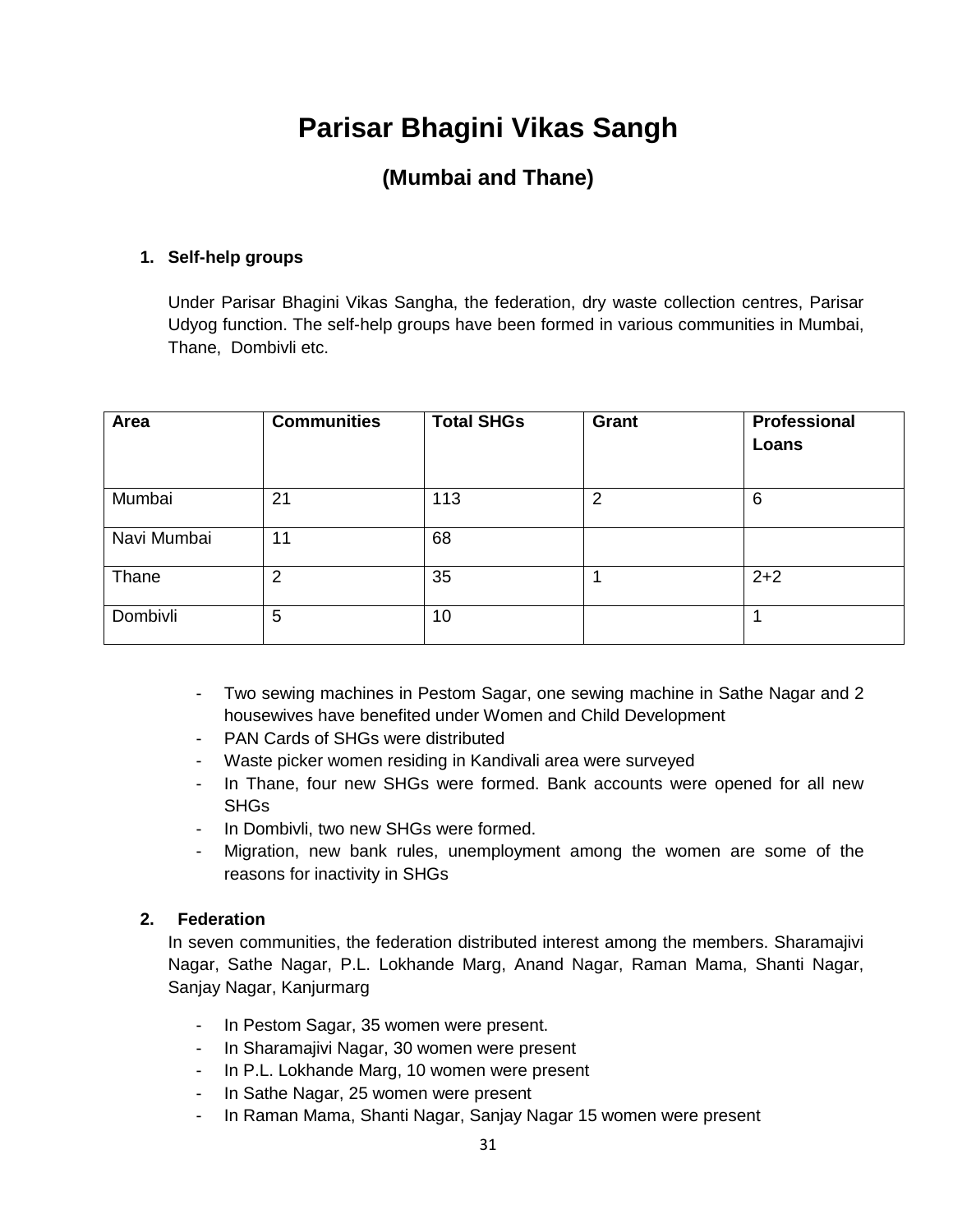# Parisar Bhagini Vikas Sangh

## (Mumbai and Thane)

1. **Self-help groups**

   Under Parisar Bhagini Vikas Sangha, the federation, dry waste collection centres, Parisar Udyog function. The self-help groups have been formed in various communities in Mumbai, Thane, Dombivli etc.

| Area | Communities | Total SHGs | Grant | Professional Loans |
|---|---|---|---|---|
| Mumbai | 21 | 113 | 2 | 6 |
| Navi Mumbai | 11 | 68 | | |
| Thane | 2 | 35 | 1 | 2+2 |
| Dombivli | 5 | 10 | | 1 |

- Two sewing machines in Pestom Sagar, one sewing machine in Sathe Nagar and 2 housewives have benefited under Women and Child Development
- PAN Cards of SHGs were distributed
- Waste picker women residing in Kandivali area were surveyed
- In Thane, four new SHGs were formed. Bank accounts were opened for all new SHGs
- In Dombivli, two new SHGs were formed.
- Migration, new bank rules, unemployment among the women are some of the reasons for inactivity in SHGs

2. **Federation**

   In seven communities, the federation distributed interest among the members. Sharamajivi Nagar, Sathe Nagar, P.L. Lokhande Marg, Anand Nagar, Raman Mama, Shanti Nagar, Sanjay Nagar, Kanjurmarg

- In Pestom Sagar, 35 women were present.
- In Sharamajivi Nagar, 30 women were present
- In P.L. Lokhande Marg, 10 women were present
- In Sathe Nagar, 25 women were present
- In Raman Mama, Shanti Nagar, Sanjay Nagar 15 women were present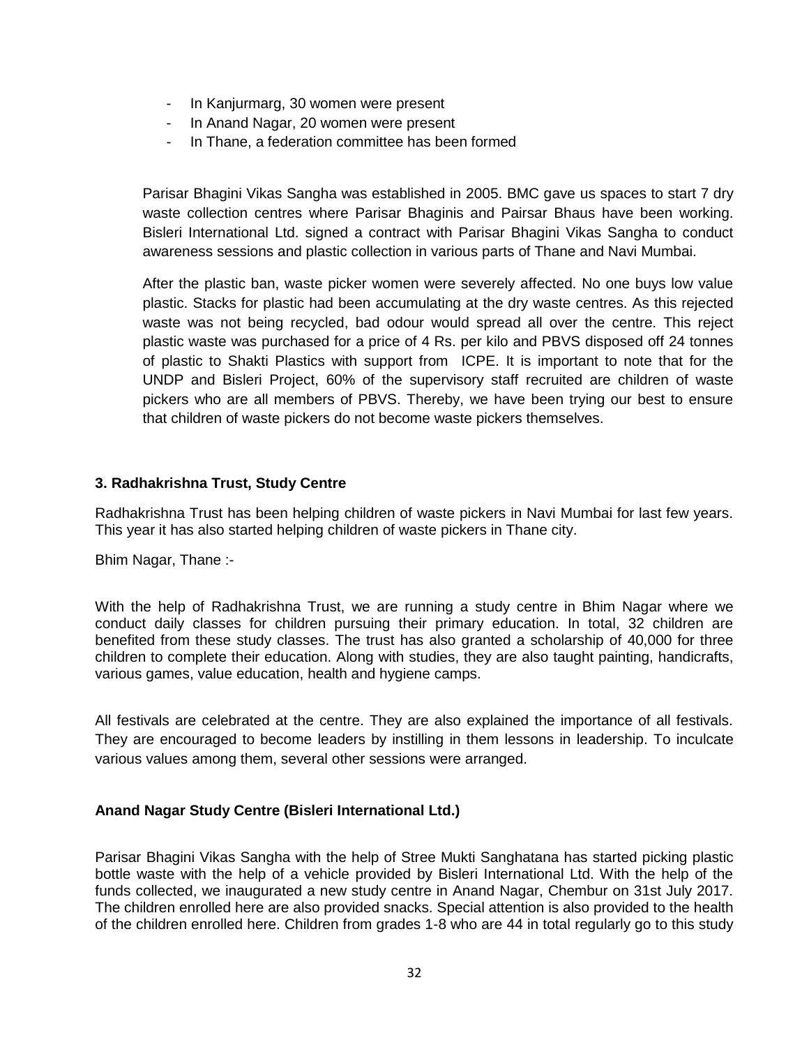- In Kanjurmarg, 30 women were present
- In Anand Nagar, 20 women were present
- In Thane, a federation committee has been formed

Parisar Bhagini Vikas Sangha was established in 2005. BMC gave us spaces to start 7 dry waste collection centres where Parisar Bhaginis and Pairsar Bhaus have been working. Bisleri International Ltd. signed a contract with Parisar Bhagini Vikas Sangha to conduct awareness sessions and plastic collection in various parts of Thane and Navi Mumbai.

After the plastic ban, waste picker women were severely affected. No one buys low value plastic. Stacks for plastic had been accumulating at the dry waste centres. As this rejected waste was not being recycled, bad odour would spread all over the centre. This reject plastic waste was purchased for a price of 4 Rs. per kilo and PBVS disposed off 24 tonnes of plastic to Shakti Plastics with support from ICPE. It is important to note that for the UNDP and Bisleri Project, 60% of the supervisory staff recruited are children of waste pickers who are all members of PBVS. Thereby, we have been trying our best to ensure that children of waste pickers do not become waste pickers themselves.

### 3. Radhakrishna Trust, Study Centre

Radhakrishna Trust has been helping children of waste pickers in Navi Mumbai for last few years. This year it has also started helping children of waste pickers in Thane city.

Bhim Nagar, Thane :-

With the help of Radhakrishna Trust, we are running a study centre in Bhim Nagar where we conduct daily classes for children pursuing their primary education. In total, 32 children are benefited from these study classes. The trust has also granted a scholarship of 40,000 for three children to complete their education. Along with studies, they are also taught painting, handicrafts, various games, value education, health and hygiene camps.

All festivals are celebrated at the centre. They are also explained the importance of all festivals. They are encouraged to become leaders by instilling in them lessons in leadership. To inculcate various values among them, several other sessions were arranged.

### Anand Nagar Study Centre (Bisleri International Ltd.)

Parisar Bhagini Vikas Sangha with the help of Stree Mukti Sanghatana has started picking plastic bottle waste with the help of a vehicle provided by Bisleri International Ltd. With the help of the funds collected, we inaugurated a new study centre in Anand Nagar, Chembur on 31st July 2017. The children enrolled here are also provided snacks. Special attention is also provided to the health of the children enrolled here. Children from grades 1-8 who are 44 in total regularly go to this study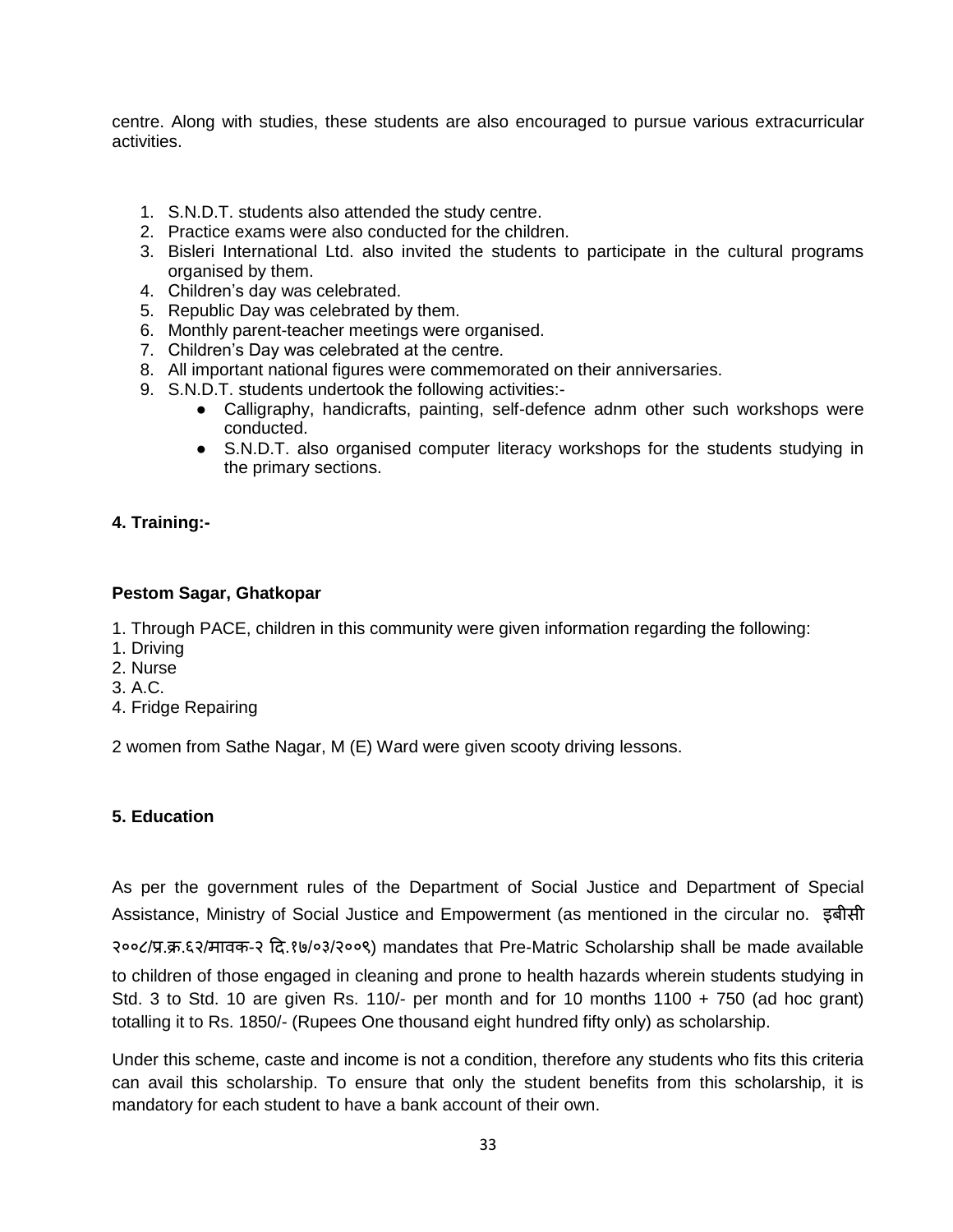centre. Along with studies, these students are also encouraged to pursue various extracurricular activities.

1. S.N.D.T. students also attended the study centre.
2. Practice exams were also conducted for the children.
3. Bisleri International Ltd. also invited the students to participate in the cultural programs organised by them.
4. Children's day was celebrated.
5. Republic Day was celebrated by them.
6. Monthly parent-teacher meetings were organised.
7. Children's Day was celebrated at the centre.
8. All important national figures were commemorated on their anniversaries.
9. S.N.D.T. students undertook the following activities:-
    - Calligraphy, handicrafts, painting, self-defence adnm other such workshops were conducted.
    - S.N.D.T. also organised computer literacy workshops for the students studying in the primary sections.

**4. Training:-**

**Pestom Sagar, Ghatkopar**

1. Through PACE, children in this community were given information regarding the following:
1. Driving
2. Nurse
3. A.C.
4. Fridge Repairing

2 women from Sathe Nagar, M (E) Ward were given scooty driving lessons.

**5. Education**

As per the government rules of the Department of Social Justice and Department of Special Assistance, Ministry of Social Justice and Empowerment (as mentioned in the circular no. इबीसी २००८/प्र.क्र.६२/मावक-२ दि.१७/०३/२००९) mandates that Pre-Matric Scholarship shall be made available to children of those engaged in cleaning and prone to health hazards wherein students studying in Std. 3 to Std. 10 are given Rs. 110/- per month and for 10 months 1100 + 750 (ad hoc grant) totalling it to Rs. 1850/- (Rupees One thousand eight hundred fifty only) as scholarship.

Under this scheme, caste and income is not a condition, therefore any students who fits this criteria can avail this scholarship. To ensure that only the student benefits from this scholarship, it is mandatory for each student to have a bank account of their own.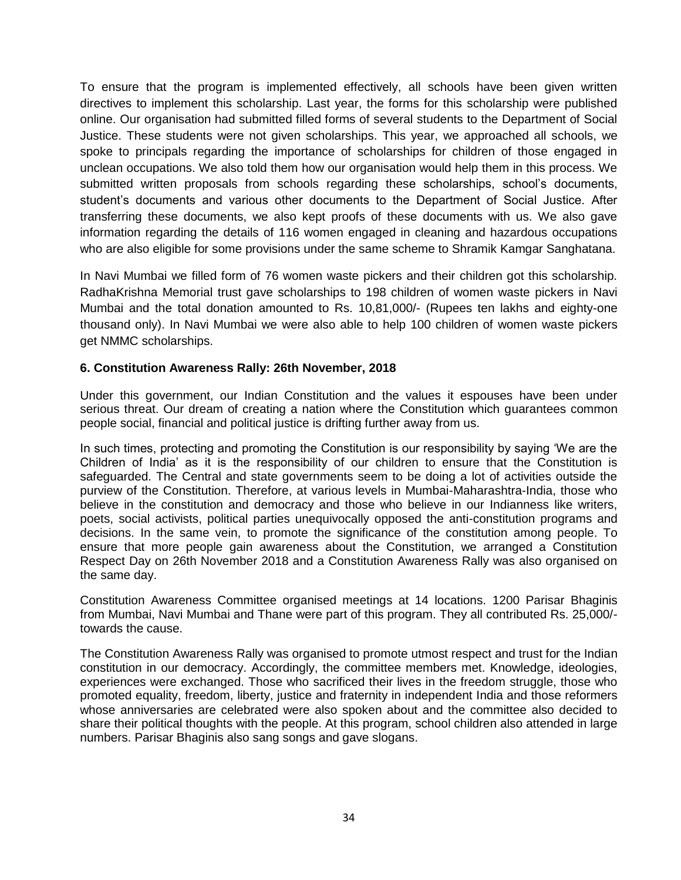To ensure that the program is implemented effectively, all schools have been given written directives to implement this scholarship. Last year, the forms for this scholarship were published online. Our organisation had submitted filled forms of several students to the Department of Social Justice. These students were not given scholarships. This year, we approached all schools, we spoke to principals regarding the importance of scholarships for children of those engaged in unclean occupations. We also told them how our organisation would help them in this process. We submitted written proposals from schools regarding these scholarships, school's documents, student's documents and various other documents to the Department of Social Justice. After transferring these documents, we also kept proofs of these documents with us. We also gave information regarding the details of 116 women engaged in cleaning and hazardous occupations who are also eligible for some provisions under the same scheme to Shramik Kamgar Sanghatana.

In Navi Mumbai we filled form of 76 women waste pickers and their children got this scholarship. RadhaKrishna Memorial trust gave scholarships to 198 children of women waste pickers in Navi Mumbai and the total donation amounted to Rs. 10,81,000/- (Rupees ten lakhs and eighty-one thousand only). In Navi Mumbai we were also able to help 100 children of women waste pickers get NMMC scholarships.

### 6. Constitution Awareness Rally: 26th November, 2018

Under this government, our Indian Constitution and the values it espouses have been under serious threat. Our dream of creating a nation where the Constitution which guarantees common people social, financial and political justice is drifting further away from us.

In such times, protecting and promoting the Constitution is our responsibility by saying 'We are the Children of India' as it is the responsibility of our children to ensure that the Constitution is safeguarded. The Central and state governments seem to be doing a lot of activities outside the purview of the Constitution. Therefore, at various levels in Mumbai-Maharashtra-India, those who believe in the constitution and democracy and those who believe in our Indianness like writers, poets, social activists, political parties unequivocally opposed the anti-constitution programs and decisions. In the same vein, to promote the significance of the constitution among people. To ensure that more people gain awareness about the Constitution, we arranged a Constitution Respect Day on 26th November 2018 and a Constitution Awareness Rally was also organised on the same day.

Constitution Awareness Committee organised meetings at 14 locations. 1200 Parisar Bhaginis from Mumbai, Navi Mumbai and Thane were part of this program. They all contributed Rs. 25,000/- towards the cause.

The Constitution Awareness Rally was organised to promote utmost respect and trust for the Indian constitution in our democracy. Accordingly, the committee members met. Knowledge, ideologies, experiences were exchanged. Those who sacrificed their lives in the freedom struggle, those who promoted equality, freedom, liberty, justice and fraternity in independent India and those reformers whose anniversaries are celebrated were also spoken about and the committee also decided to share their political thoughts with the people. At this program, school children also attended in large numbers. Parisar Bhaginis also sang songs and gave slogans.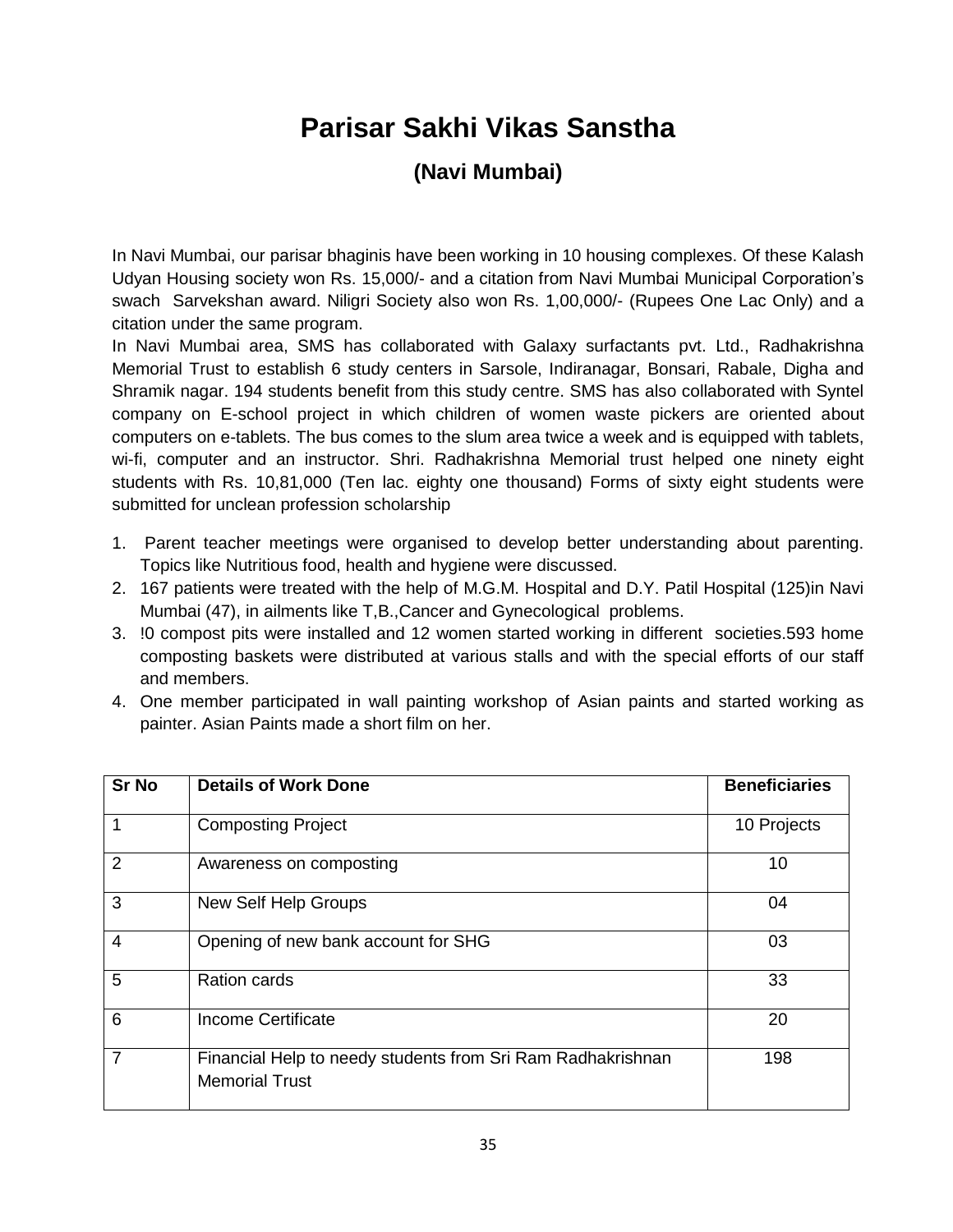# Parisar Sakhi Vikas Sanstha

## (Navi Mumbai)

In Navi Mumbai, our parisar bhaginis have been working in 10 housing complexes. Of these Kalash Udyan Housing society won Rs. 15,000/- and a citation from Navi Mumbai Municipal Corporation's swach Sarvekshan award. Niligri Society also won Rs. 1,00,000/- (Rupees One Lac Only) and a citation under the same program.

In Navi Mumbai area, SMS has collaborated with Galaxy surfactants pvt. Ltd., Radhakrishna Memorial Trust to establish 6 study centers in Sarsole, Indiranagar, Bonsari, Rabale, Digha and Shramik nagar. 194 students benefit from this study centre. SMS has also collaborated with Syntel company on E-school project in which children of women waste pickers are oriented about computers on e-tablets. The bus comes to the slum area twice a week and is equipped with tablets, wi-fi, computer and an instructor. Shri. Radhakrishna Memorial trust helped one ninety eight students with Rs. 10,81,000 (Ten lac. eighty one thousand) Forms of sixty eight students were submitted for unclean profession scholarship

1. Parent teacher meetings were organised to develop better understanding about parenting. Topics like Nutritious food, health and hygiene were discussed.
2. 167 patients were treated with the help of M.G.M. Hospital and D.Y. Patil Hospital (125)in Navi Mumbai (47), in ailments like T,B.,Cancer and Gynecological problems.
3. !0 compost pits were installed and 12 women started working in different societies.593 home composting baskets were distributed at various stalls and with the special efforts of our staff and members.
4. One member participated in wall painting workshop of Asian paints and started working as painter. Asian Paints made a short film on her.

| Sr No | Details of Work Done | Beneficiaries |
|---|---|---|
| 1 | Composting Project | 10 Projects |
| 2 | Awareness on composting | 10 |
| 3 | New Self Help Groups | 04 |
| 4 | Opening of new bank account for SHG | 03 |
| 5 | Ration cards | 33 |
| 6 | Income Certificate | 20 |
| 7 | Financial Help to needy students from Sri Ram Radhakrishnan Memorial Trust | 198 |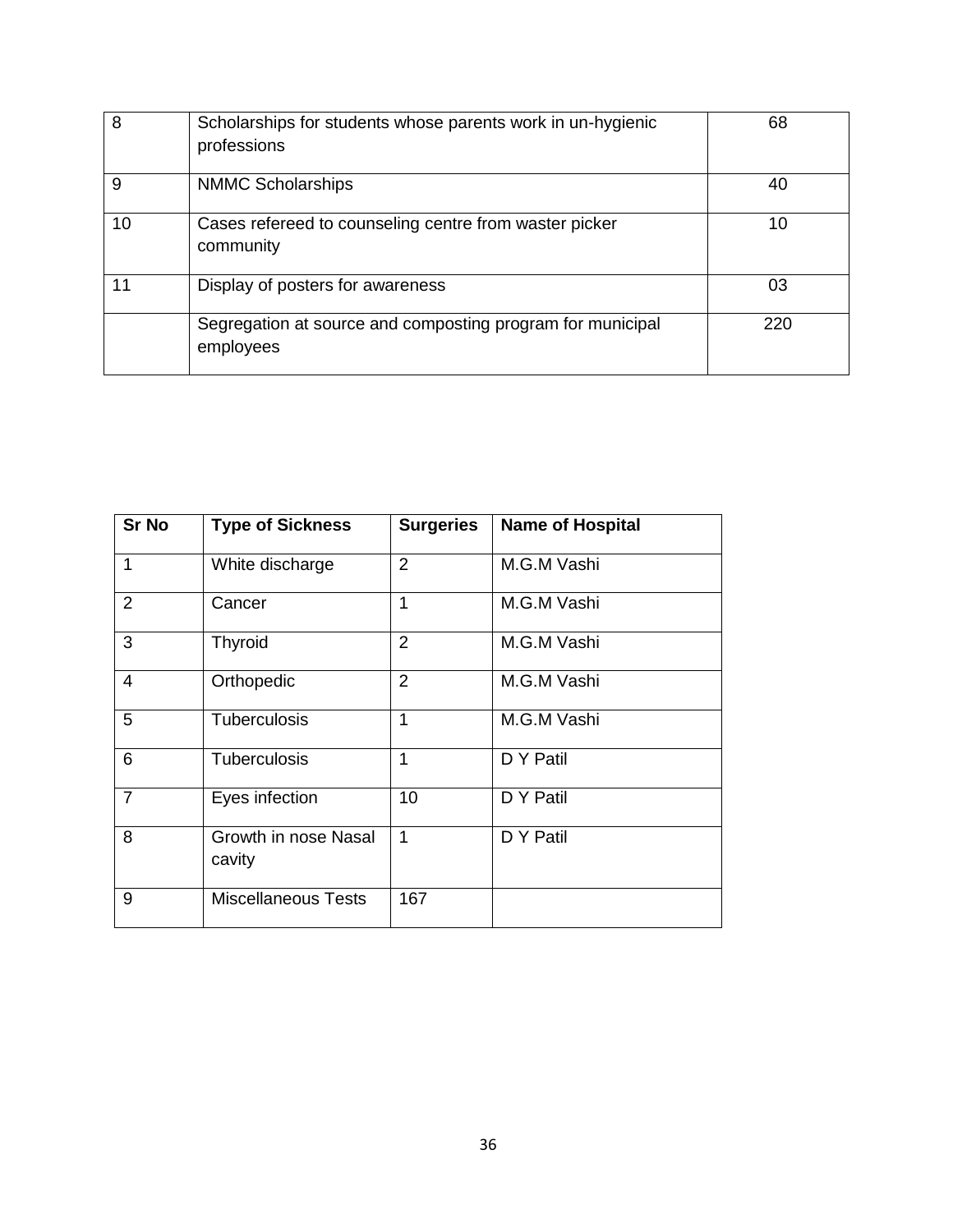| | | |
|---|---|---|
| 8 | Scholarships for students whose parents work in un-hygienic professions | 68 |
| 9 | NMMC Scholarships | 40 |
| 10 | Cases refereed to counseling centre from waster picker community | 10 |
| 11 | Display of posters for awareness | 03 |
| | Segregation at source and composting program for municipal employees | 220 |

| Sr No | Type of Sickness | Surgeries | Name of Hospital |
|---|---|---|---|
| 1 | White discharge | 2 | M.G.M Vashi |
| 2 | Cancer | 1 | M.G.M Vashi |
| 3 | Thyroid | 2 | M.G.M Vashi |
| 4 | Orthopedic | 2 | M.G.M Vashi |
| 5 | Tuberculosis | 1 | M.G.M Vashi |
| 6 | Tuberculosis | 1 | D Y Patil |
| 7 | Eyes infection | 10 | D Y Patil |
| 8 | Growth in nose Nasal cavity | 1 | D Y Patil |
| 9 | Miscellaneous Tests | 167 | |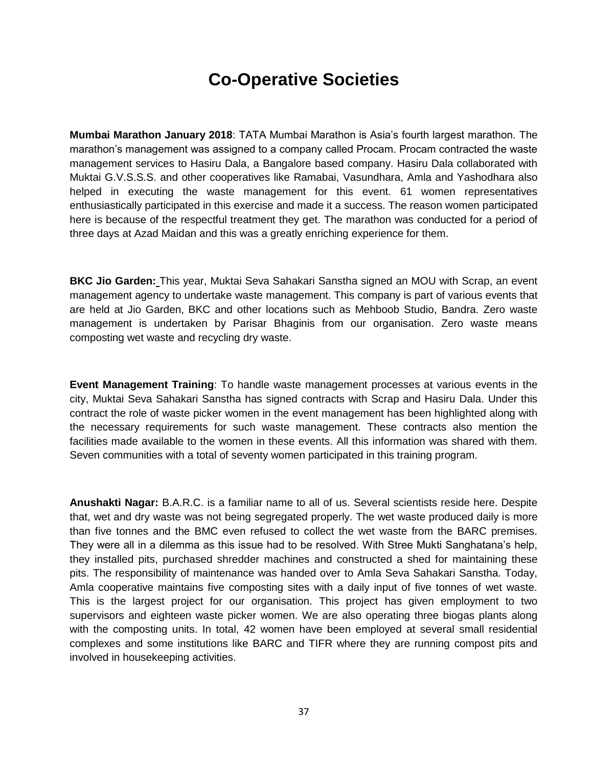# Co-Operative Societies

**Mumbai Marathon January 2018**: TATA Mumbai Marathon is Asia's fourth largest marathon. The marathon's management was assigned to a company called Procam. Procam contracted the waste management services to Hasiru Dala, a Bangalore based company. Hasiru Dala collaborated with Muktai G.V.S.S.S. and other cooperatives like Ramabai, Vasundhara, Amla and Yashodhara also helped in executing the waste management for this event. 61 women representatives enthusiastically participated in this exercise and made it a success. The reason women participated here is because of the respectful treatment they get. The marathon was conducted for a period of three days at Azad Maidan and this was a greatly enriching experience for them.

**BKC Jio Garden:** This year, Muktai Seva Sahakari Sanstha signed an MOU with Scrap, an event management agency to undertake waste management. This company is part of various events that are held at Jio Garden, BKC and other locations such as Mehboob Studio, Bandra. Zero waste management is undertaken by Parisar Bhaginis from our organisation. Zero waste means composting wet waste and recycling dry waste.

**Event Management Training**: To handle waste management processes at various events in the city, Muktai Seva Sahakari Sanstha has signed contracts with Scrap and Hasiru Dala. Under this contract the role of waste picker women in the event management has been highlighted along with the necessary requirements for such waste management. These contracts also mention the facilities made available to the women in these events. All this information was shared with them. Seven communities with a total of seventy women participated in this training program.

**Anushakti Nagar:** B.A.R.C. is a familiar name to all of us. Several scientists reside here. Despite that, wet and dry waste was not being segregated properly. The wet waste produced daily is more than five tonnes and the BMC even refused to collect the wet waste from the BARC premises. They were all in a dilemma as this issue had to be resolved. With Stree Mukti Sanghatana's help, they installed pits, purchased shredder machines and constructed a shed for maintaining these pits. The responsibility of maintenance was handed over to Amla Seva Sahakari Sanstha. Today, Amla cooperative maintains five composting sites with a daily input of five tonnes of wet waste. This is the largest project for our organisation. This project has given employment to two supervisors and eighteen waste picker women. We are also operating three biogas plants along with the composting units. In total, 42 women have been employed at several small residential complexes and some institutions like BARC and TIFR where they are running compost pits and involved in housekeeping activities.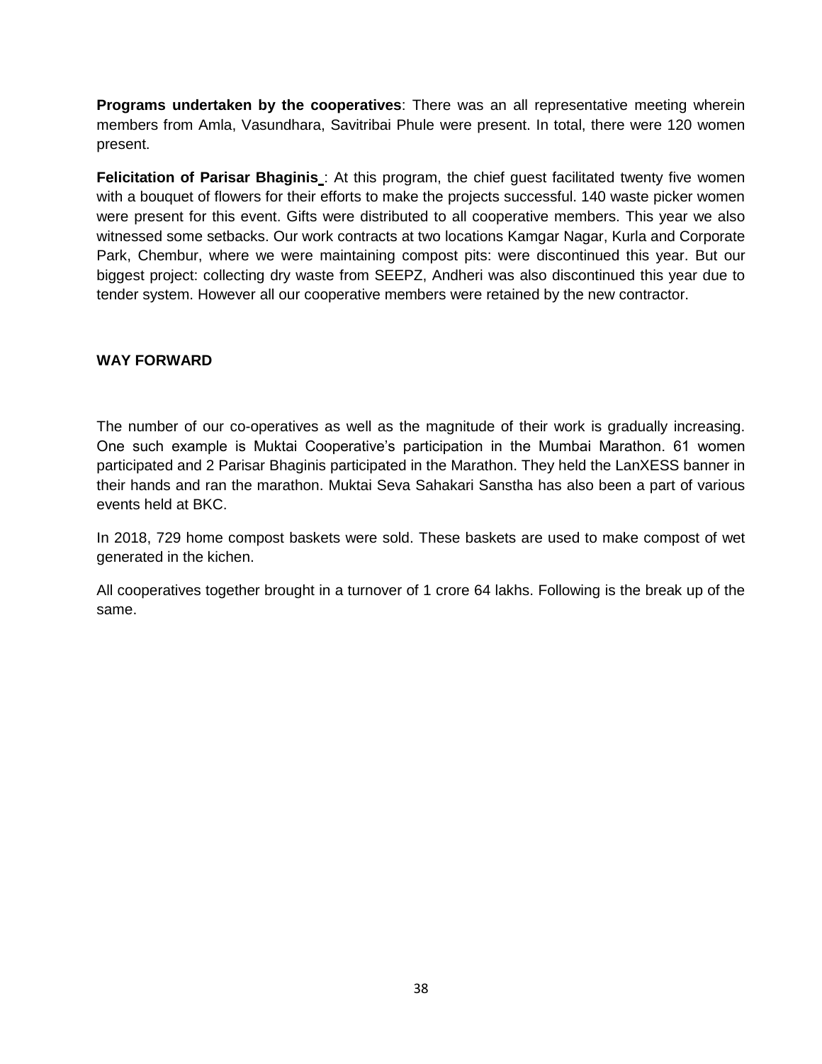**Programs undertaken by the cooperatives**: There was an all representative meeting wherein members from Amla, Vasundhara, Savitribai Phule were present. In total, there were 120 women present.

**Felicitation of Parisar Bhaginis** : At this program, the chief guest facilitated twenty five women with a bouquet of flowers for their efforts to make the projects successful. 140 waste picker women were present for this event. Gifts were distributed to all cooperative members. This year we also witnessed some setbacks. Our work contracts at two locations Kamgar Nagar, Kurla and Corporate Park, Chembur, where we were maintaining compost pits: were discontinued this year. But our biggest project: collecting dry waste from SEEPZ, Andheri was also discontinued this year due to tender system. However all our cooperative members were retained by the new contractor.

**WAY FORWARD**

The number of our co-operatives as well as the magnitude of their work is gradually increasing. One such example is Muktai Cooperative's participation in the Mumbai Marathon. 61 women participated and 2 Parisar Bhaginis participated in the Marathon. They held the LanXESS banner in their hands and ran the marathon. Muktai Seva Sahakari Sanstha has also been a part of various events held at BKC.

In 2018, 729 home compost baskets were sold. These baskets are used to make compost of wet generated in the kichen.

All cooperatives together brought in a turnover of 1 crore 64 lakhs. Following is the break up of the same.